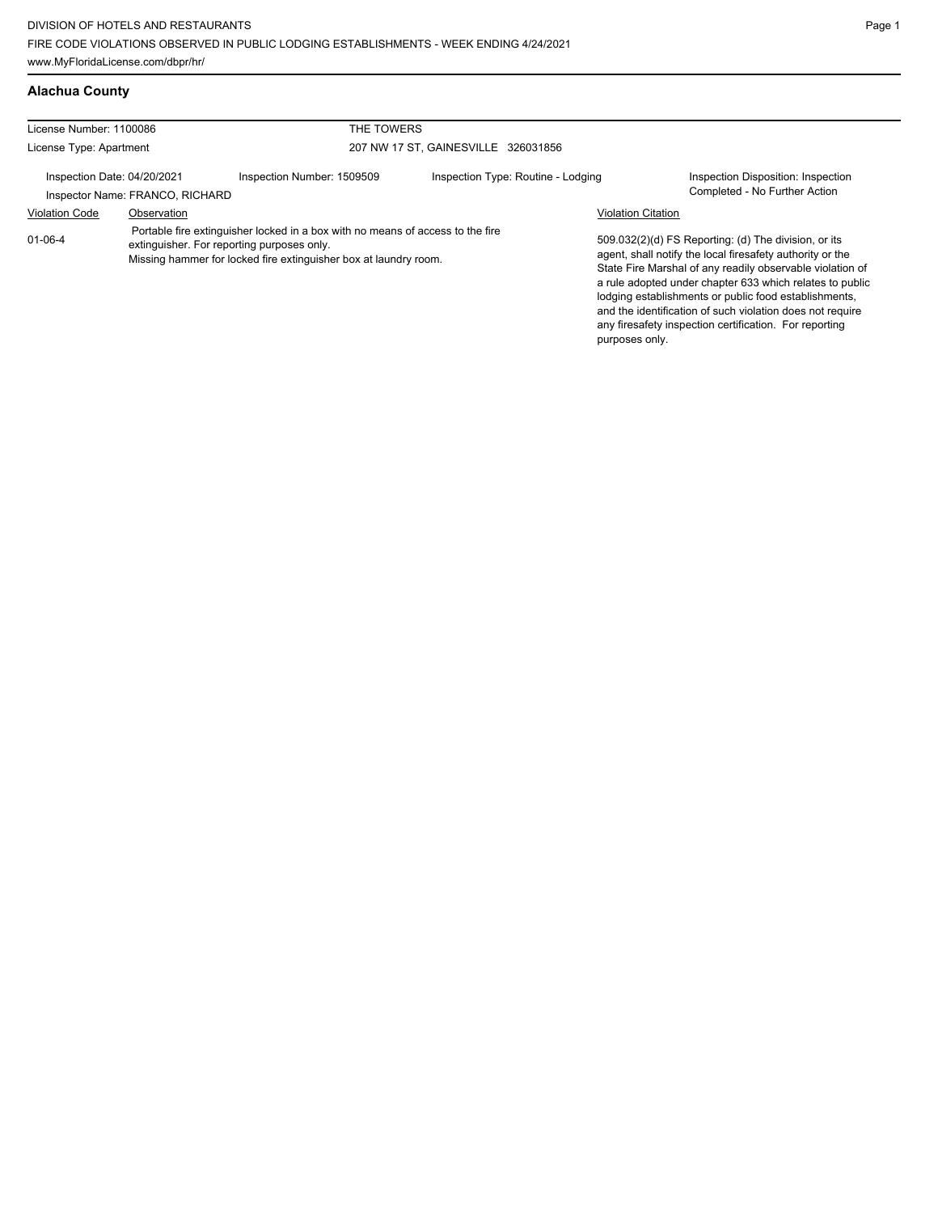DIVISION OF HOTELS AND RESTAURANTS
FIRE CODE VIOLATIONS OBSERVED IN PUBLIC LODGING ESTABLISHMENTS - WEEK ENDING 4/24/2021
www.MyFloridaLicense.com/dbpr/hr/

## Alachua County

License Number: 1100086 THE TOWERS
License Type: Apartment 207 NW 17 ST, GAINESVILLE 326031856

Inspection Date: 04/20/2021 Inspection Number: 1509509 Inspection Type: Routine - Lodging Inspection Disposition: Inspection Completed - No Further Action
Inspector Name: FRANCO, RICHARD

| Violation Code | Observation | Violation Citation |
|---|---|---|
| 01-06-4 | Portable fire extinguisher locked in a box with no means of access to the fire extinguisher. For reporting purposes only. Missing hammer for locked fire extinguisher box at laundry room. | 509.032(2)(d) FS Reporting: (d) The division, or its agent, shall notify the local firesafety authority or the State Fire Marshal of any readily observable violation of a rule adopted under chapter 633 which relates to public lodging establishments or public food establishments, and the identification of such violation does not require any firesafety inspection certification. For reporting purposes only. |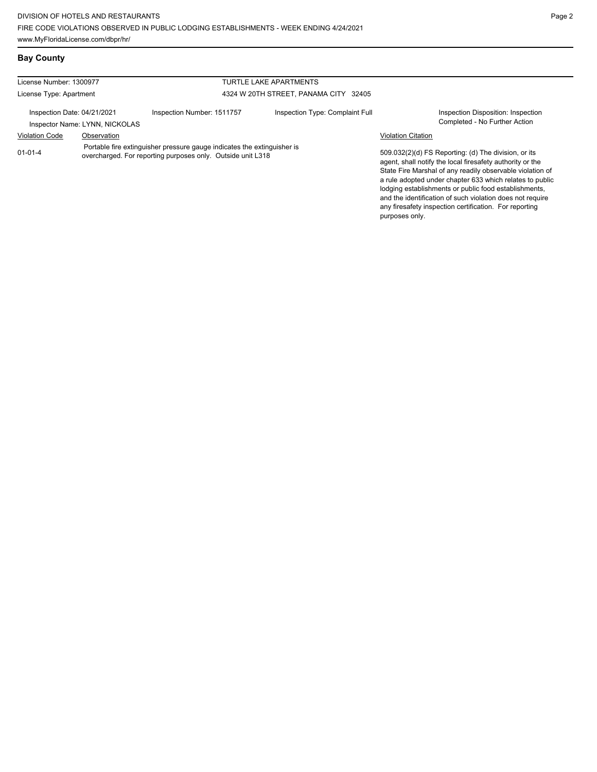## Bay County

License Number: 1300977

License Type: Apartment

TURTLE LAKE APARTMENTS

4324 W 20TH STREET, PANAMA CITY 32405

Inspection Date: 04/21/2021

Inspector Name: LYNN, NICKOLAS

Inspection Number: 1511757

Inspection Type: Complaint Full

Inspection Disposition: Inspection Completed - No Further Action

| Violation Code | Observation | Violation Citation |
|---|---|---|
| 01-01-4 | Portable fire extinguisher pressure gauge indicates the extinguisher is overcharged. For reporting purposes only. Outside unit L318 | 509.032(2)(d) FS Reporting: (d) The division, or its agent, shall notify the local firesafety authority or the State Fire Marshal of any readily observable violation of a rule adopted under chapter 633 which relates to public lodging establishments or public food establishments, and the identification of such violation does not require any firesafety inspection certification. For reporting purposes only. |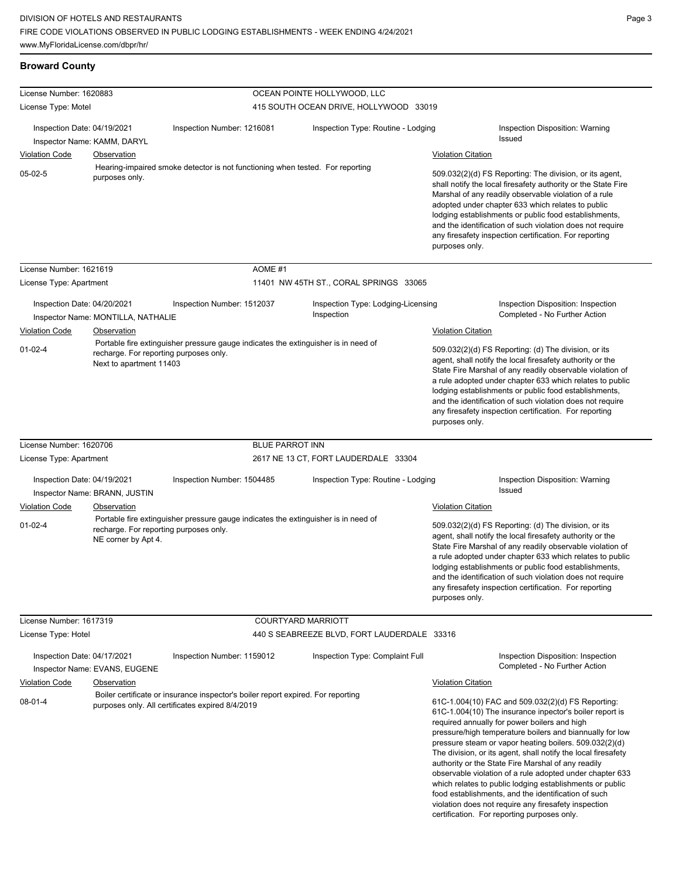## Broward County

**License Number:** 1620883 — OCEAN POINTE HOLLYWOOD, LLC
**License Type:** Motel — 415 SOUTH OCEAN DRIVE, HOLLYWOOD 33019

**Inspection Date:** 04/19/2021 | **Inspection Number:** 1216081 | **Inspection Type:** Routine - Lodging | **Inspection Disposition:** Warning Issued
**Inspector Name:** KAMM, DARYL

| Violation Code | Observation | Violation Citation |
| --- | --- | --- |
| 05-02-5 | Hearing-impaired smoke detector is not functioning when tested. For reporting purposes only. | 509.032(2)(d) FS Reporting: The division, or its agent, shall notify the local firesafety authority or the State Fire Marshal of any readily observable violation of a rule adopted under chapter 633 which relates to public lodging establishments or public food establishments, and the identification of such violation does not require any firesafety inspection certification. For reporting purposes only. |

---

**License Number:** 1621619 — AOME #1
**License Type:** Apartment — 11401 NW 45TH ST., CORAL SPRINGS 33065

**Inspection Date:** 04/20/2021 | **Inspection Number:** 1512037 | **Inspection Type:** Lodging-Licensing Inspection | **Inspection Disposition:** Inspection Completed - No Further Action
**Inspector Name:** MONTILLA, NATHALIE

| Violation Code | Observation | Violation Citation |
| --- | --- | --- |
| 01-02-4 | Portable fire extinguisher pressure gauge indicates the extinguisher is in need of recharge. For reporting purposes only. Next to apartment 11403 | 509.032(2)(d) FS Reporting: (d) The division, or its agent, shall notify the local firesafety authority or the State Fire Marshal of any readily observable violation of a rule adopted under chapter 633 which relates to public lodging establishments or public food establishments, and the identification of such violation does not require any firesafety inspection certification. For reporting purposes only. |

---

**License Number:** 1620706 — BLUE PARROT INN
**License Type:** Apartment — 2617 NE 13 CT, FORT LAUDERDALE 33304

**Inspection Date:** 04/19/2021 | **Inspection Number:** 1504485 | **Inspection Type:** Routine - Lodging | **Inspection Disposition:** Warning Issued
**Inspector Name:** BRANN, JUSTIN

| Violation Code | Observation | Violation Citation |
| --- | --- | --- |
| 01-02-4 | Portable fire extinguisher pressure gauge indicates the extinguisher is in need of recharge. For reporting purposes only. NE corner by Apt 4. | 509.032(2)(d) FS Reporting: (d) The division, or its agent, shall notify the local firesafety authority or the State Fire Marshal of any readily observable violation of a rule adopted under chapter 633 which relates to public lodging establishments or public food establishments, and the identification of such violation does not require any firesafety inspection certification. For reporting purposes only. |

---

**License Number:** 1617319 — COURTYARD MARRIOTT
**License Type:** Hotel — 440 S SEABREEZE BLVD, FORT LAUDERDALE 33316

**Inspection Date:** 04/17/2021 | **Inspection Number:** 1159012 | **Inspection Type:** Complaint Full | **Inspection Disposition:** Inspection Completed - No Further Action
**Inspector Name:** EVANS, EUGENE

| Violation Code | Observation | Violation Citation |
| --- | --- | --- |
| 08-01-4 | Boiler certificate or insurance inspector's boiler report expired. For reporting purposes only. All certificates expired 8/4/2019 | 61C-1.004(10) FAC and 509.032(2)(d) FS Reporting: 61C-1.004(10) The insurance inpector's boiler report is required annually for power boilers and high pressure/high temperature boilers and biannually for low pressure steam or vapor heating boilers. 509.032(2)(d) The division, or its agent, shall notify the local firesafety authority or the State Fire Marshal of any readily observable violation of a rule adopted under chapter 633 which relates to public lodging establishments or public food establishments, and the identification of such violation does not require any firesafety inspection certification. For reporting purposes only. |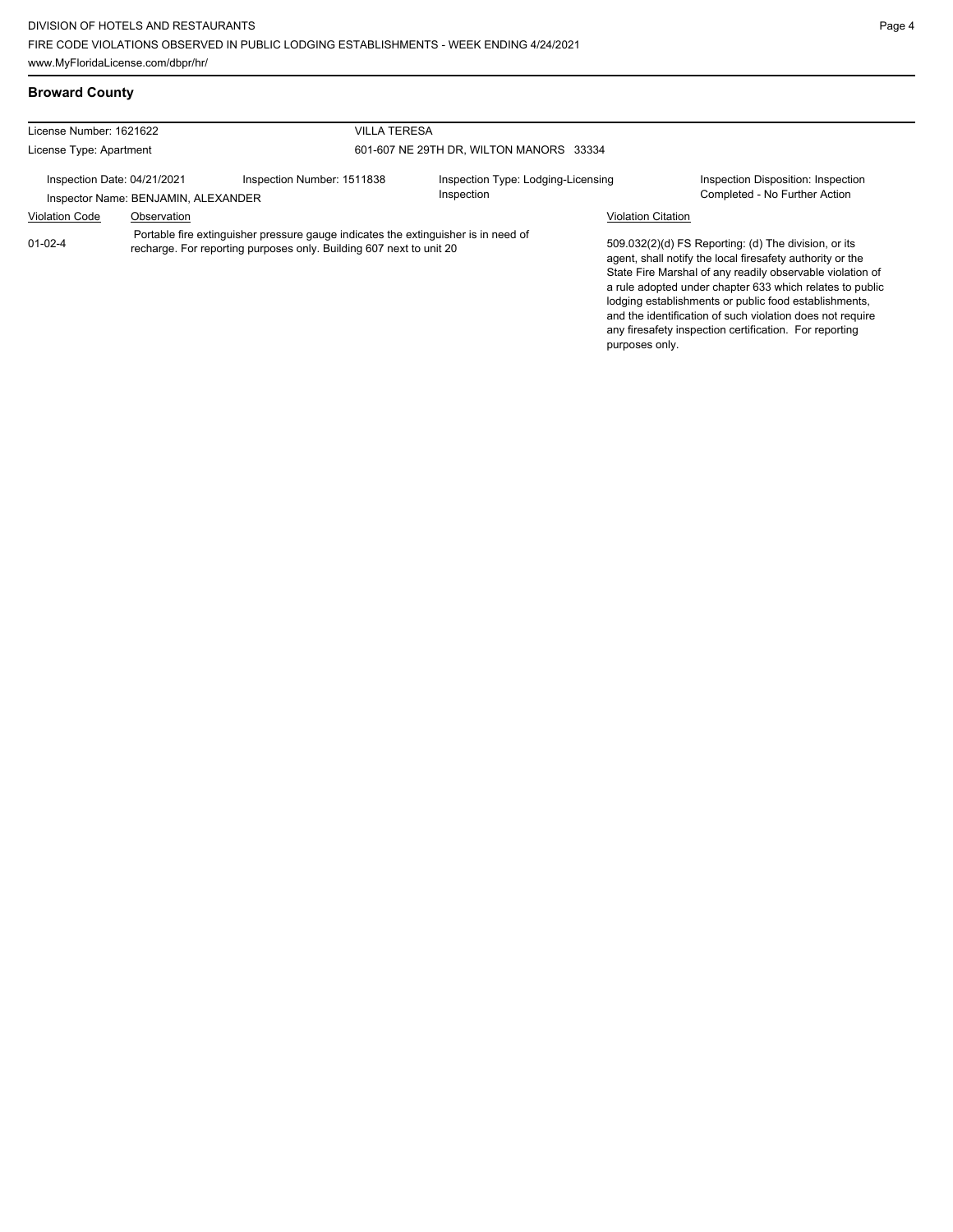## Broward County

License Number: 1621622 | VILLA TERESA

License Type: Apartment | 601-607 NE 29TH DR, WILTON MANORS 33334

Inspection Date: 04/21/2021 | Inspection Number: 1511838 | Inspection Type: Lodging-Licensing Inspection | Inspection Disposition: Inspection Completed - No Further Action

Inspector Name: BENJAMIN, ALEXANDER

| Violation Code | Observation | Violation Citation |
| --- | --- | --- |
| 01-02-4 | Portable fire extinguisher pressure gauge indicates the extinguisher is in need of recharge. For reporting purposes only. Building 607 next to unit 20 | 509.032(2)(d) FS Reporting: (d) The division, or its agent, shall notify the local firesafety authority or the State Fire Marshal of any readily observable violation of a rule adopted under chapter 633 which relates to public lodging establishments or public food establishments, and the identification of such violation does not require any firesafety inspection certification. For reporting purposes only. |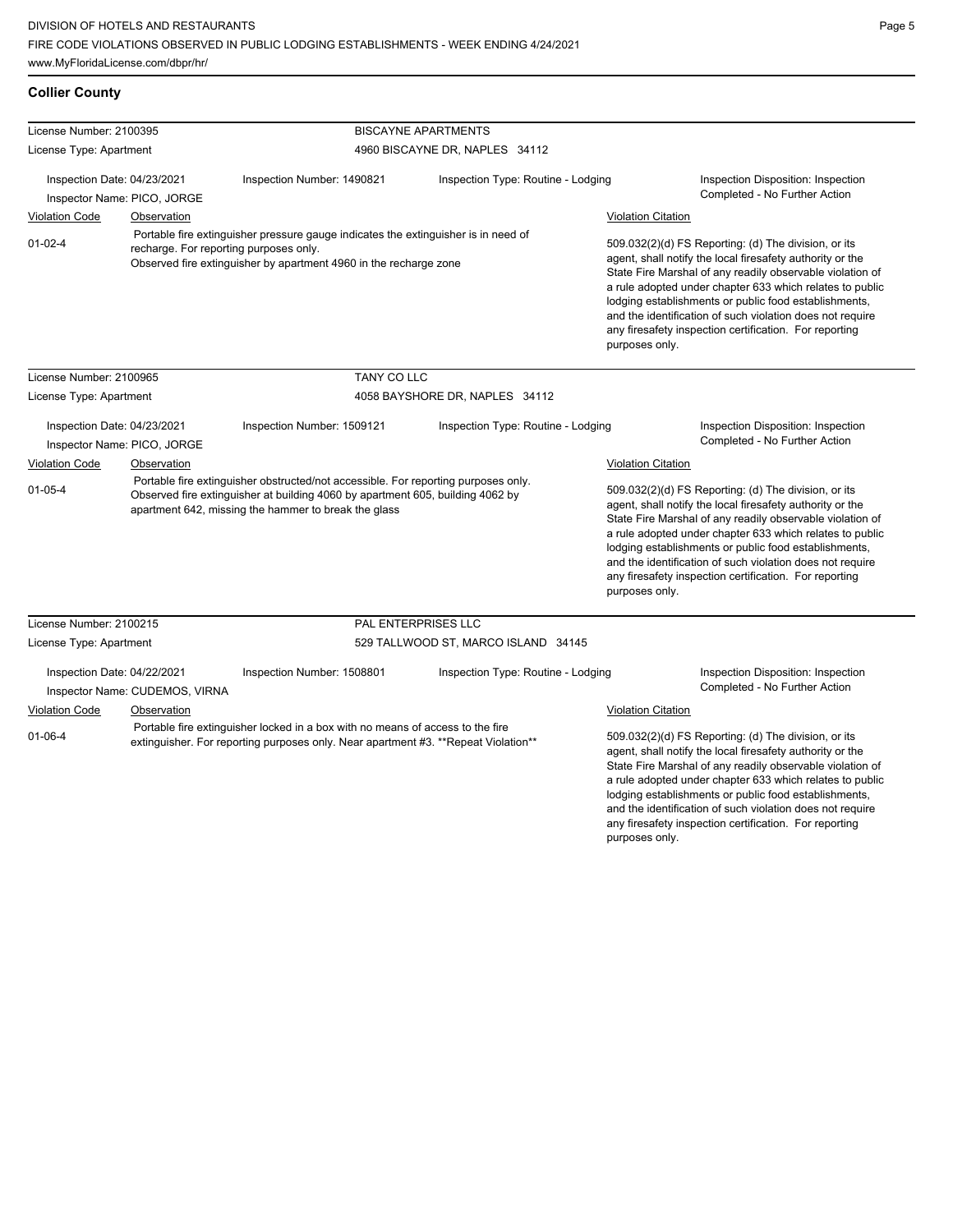## Collier County

| License Number: 2100395 | | BISCAYNE APARTMENTS | |
|---|---|---|---|
| License Type: Apartment | | 4960 BISCAYNE DR, NAPLES 34112 | |
| Inspection Date: 04/23/2021<br>Inspector Name: PICO, JORGE | Inspection Number: 1490821 | Inspection Type: Routine - Lodging | Inspection Disposition: Inspection Completed - No Further Action |

| Violation Code | Observation | Violation Citation |
|---|---|---|
| 01-02-4 | Portable fire extinguisher pressure gauge indicates the extinguisher is in need of recharge. For reporting purposes only. Observed fire extinguisher by apartment 4960 in the recharge zone | 509.032(2)(d) FS Reporting: (d) The division, or its agent, shall notify the local firesafety authority or the State Fire Marshal of any readily observable violation of a rule adopted under chapter 633 which relates to public lodging establishments or public food establishments, and the identification of such violation does not require any firesafety inspection certification. For reporting purposes only. |

| License Number: 2100965 | | TANY CO LLC | |
|---|---|---|---|
| License Type: Apartment | | 4058 BAYSHORE DR, NAPLES 34112 | |
| Inspection Date: 04/23/2021<br>Inspector Name: PICO, JORGE | Inspection Number: 1509121 | Inspection Type: Routine - Lodging | Inspection Disposition: Inspection Completed - No Further Action |

| Violation Code | Observation | Violation Citation |
|---|---|---|
| 01-05-4 | Portable fire extinguisher obstructed/not accessible. For reporting purposes only. Observed fire extinguisher at building 4060 by apartment 605, building 4062 by apartment 642, missing the hammer to break the glass | 509.032(2)(d) FS Reporting: (d) The division, or its agent, shall notify the local firesafety authority or the State Fire Marshal of any readily observable violation of a rule adopted under chapter 633 which relates to public lodging establishments or public food establishments, and the identification of such violation does not require any firesafety inspection certification. For reporting purposes only. |

| License Number: 2100215 | | PAL ENTERPRISES LLC | |
|---|---|---|---|
| License Type: Apartment | | 529 TALLWOOD ST, MARCO ISLAND 34145 | |
| Inspection Date: 04/22/2021<br>Inspector Name: CUDEMOS, VIRNA | Inspection Number: 1508801 | Inspection Type: Routine - Lodging | Inspection Disposition: Inspection Completed - No Further Action |

| Violation Code | Observation | Violation Citation |
|---|---|---|
| 01-06-4 | Portable fire extinguisher locked in a box with no means of access to the fire extinguisher. For reporting purposes only. Near apartment #3. **Repeat Violation** | 509.032(2)(d) FS Reporting: (d) The division, or its agent, shall notify the local firesafety authority or the State Fire Marshal of any readily observable violation of a rule adopted under chapter 633 which relates to public lodging establishments or public food establishments, and the identification of such violation does not require any firesafety inspection certification. For reporting purposes only. |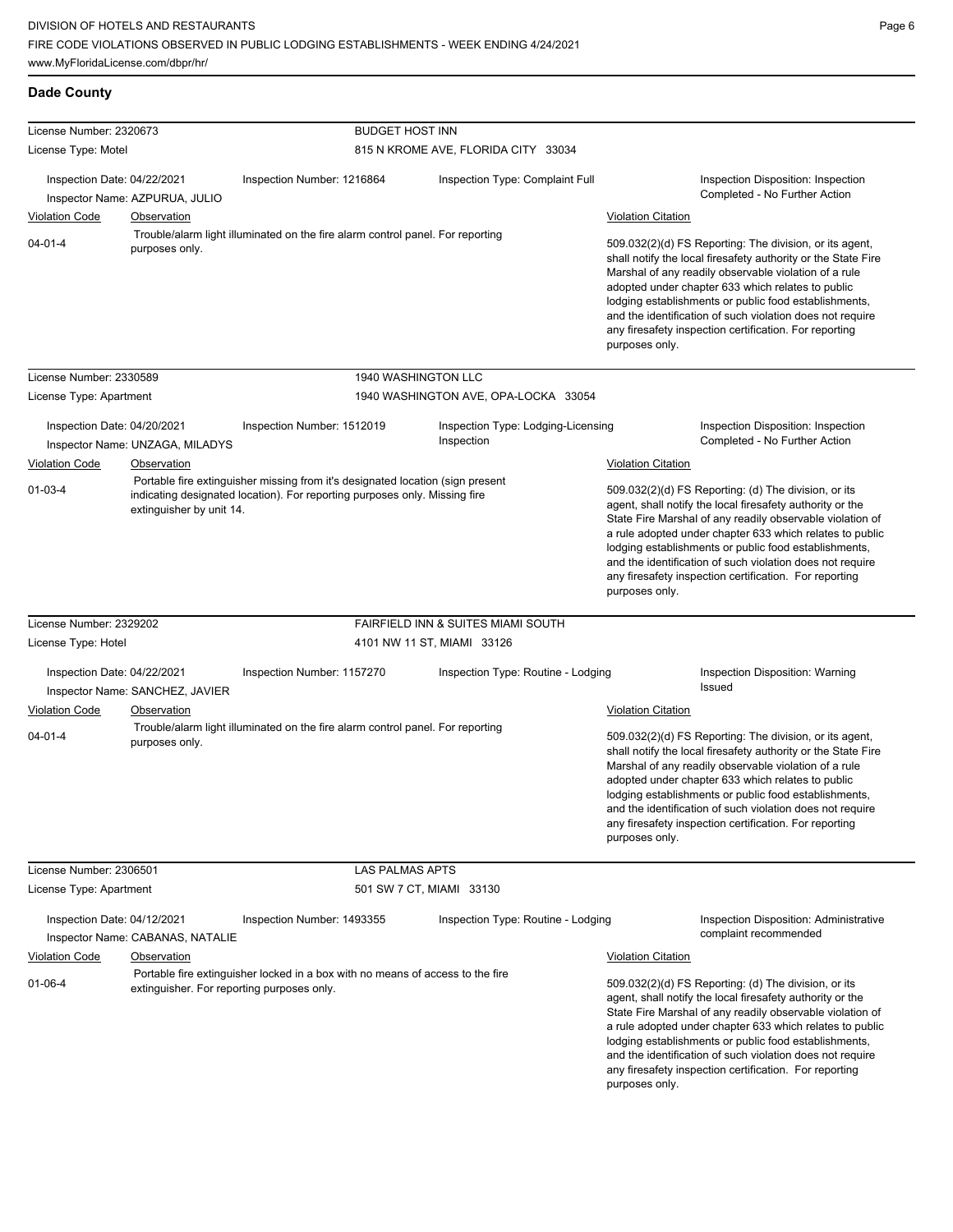## Dade County

**License Number:** 2320673 — **BUDGET HOST INN**
**License Type:** Motel — 815 N KROME AVE, FLORIDA CITY 33034

Inspection Date: 04/22/2021 | Inspection Number: 1216864 | Inspection Type: Complaint Full | Inspection Disposition: Inspection Completed - No Further Action
Inspector Name: AZPURUA, JULIO

| Violation Code | Observation | Violation Citation |
|---|---|---|
| 04-01-4 | Trouble/alarm light illuminated on the fire alarm control panel. For reporting purposes only. | 509.032(2)(d) FS Reporting: The division, or its agent, shall notify the local firesafety authority or the State Fire Marshal of any readily observable violation of a rule adopted under chapter 633 which relates to public lodging establishments or public food establishments, and the identification of such violation does not require any firesafety inspection certification. For reporting purposes only. |

---

**License Number:** 2330589 — **1940 WASHINGTON LLC**
**License Type:** Apartment — 1940 WASHINGTON AVE, OPA-LOCKA 33054

Inspection Date: 04/20/2021 | Inspection Number: 1512019 | Inspection Type: Lodging-Licensing Inspection | Inspection Disposition: Inspection Completed - No Further Action
Inspector Name: UNZAGA, MILADYS

| Violation Code | Observation | Violation Citation |
|---|---|---|
| 01-03-4 | Portable fire extinguisher missing from it's designated location (sign present indicating designated location). For reporting purposes only. Missing fire extinguisher by unit 14. | 509.032(2)(d) FS Reporting: (d) The division, or its agent, shall notify the local firesafety authority or the State Fire Marshal of any readily observable violation of a rule adopted under chapter 633 which relates to public lodging establishments or public food establishments, and the identification of such violation does not require any firesafety inspection certification. For reporting purposes only. |

---

**License Number:** 2329202 — **FAIRFIELD INN & SUITES MIAMI SOUTH**
**License Type:** Hotel — 4101 NW 11 ST, MIAMI 33126

Inspection Date: 04/22/2021 | Inspection Number: 1157270 | Inspection Type: Routine - Lodging | Inspection Disposition: Warning Issued
Inspector Name: SANCHEZ, JAVIER

| Violation Code | Observation | Violation Citation |
|---|---|---|
| 04-01-4 | Trouble/alarm light illuminated on the fire alarm control panel. For reporting purposes only. | 509.032(2)(d) FS Reporting: The division, or its agent, shall notify the local firesafety authority or the State Fire Marshal of any readily observable violation of a rule adopted under chapter 633 which relates to public lodging establishments or public food establishments, and the identification of such violation does not require any firesafety inspection certification. For reporting purposes only. |

---

**License Number:** 2306501 — **LAS PALMAS APTS**
**License Type:** Apartment — 501 SW 7 CT, MIAMI 33130

Inspection Date: 04/12/2021 | Inspection Number: 1493355 | Inspection Type: Routine - Lodging | Inspection Disposition: Administrative complaint recommended
Inspector Name: CABANAS, NATALIE

| Violation Code | Observation | Violation Citation |
|---|---|---|
| 01-06-4 | Portable fire extinguisher locked in a box with no means of access to the fire extinguisher. For reporting purposes only. | 509.032(2)(d) FS Reporting: (d) The division, or its agent, shall notify the local firesafety authority or the State Fire Marshal of any readily observable violation of a rule adopted under chapter 633 which relates to public lodging establishments or public food establishments, and the identification of such violation does not require any firesafety inspection certification. For reporting purposes only. |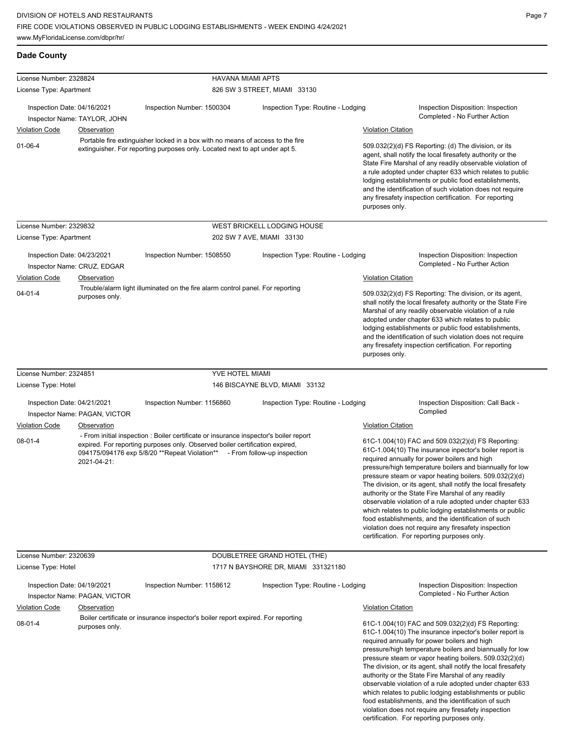## Dade County

**License Number:** 2328824 — **HAVANA MIAMI APTS**
**License Type:** Apartment — 826 SW 3 STREET, MIAMI 33130

Inspection Date: 04/16/2021 | Inspection Number: 1500304 | Inspection Type: Routine - Lodging | Inspection Disposition: Inspection Completed - No Further Action
Inspector Name: TAYLOR, JOHN

| Violation Code | Observation | Violation Citation |
|---|---|---|
| 01-06-4 | Portable fire extinguisher locked in a box with no means of access to the fire extinguisher. For reporting purposes only. Located next to apt under apt 5. | 509.032(2)(d) FS Reporting: (d) The division, or its agent, shall notify the local firesafety authority or the State Fire Marshal of any readily observable violation of a rule adopted under chapter 633 which relates to public lodging establishments or public food establishments, and the identification of such violation does not require any firesafety inspection certification. For reporting purposes only. |

---

**License Number:** 2329832 — **WEST BRICKELL LODGING HOUSE**
**License Type:** Apartment — 202 SW 7 AVE, MIAMI 33130

Inspection Date: 04/23/2021 | Inspection Number: 1508550 | Inspection Type: Routine - Lodging | Inspection Disposition: Inspection Completed - No Further Action
Inspector Name: CRUZ, EDGAR

| Violation Code | Observation | Violation Citation |
|---|---|---|
| 04-01-4 | Trouble/alarm light illuminated on the fire alarm control panel. For reporting purposes only. | 509.032(2)(d) FS Reporting: The division, or its agent, shall notify the local firesafety authority or the State Fire Marshal of any readily observable violation of a rule adopted under chapter 633 which relates to public lodging establishments or public food establishments, and the identification of such violation does not require any firesafety inspection certification. For reporting purposes only. |

---

**License Number:** 2324851 — **YVE HOTEL MIAMI**
**License Type:** Hotel — 146 BISCAYNE BLVD, MIAMI 33132

Inspection Date: 04/21/2021 | Inspection Number: 1156860 | Inspection Type: Routine - Lodging | Inspection Disposition: Call Back - Complied
Inspector Name: PAGAN, VICTOR

| Violation Code | Observation | Violation Citation |
|---|---|---|
| 08-01-4 | - From initial inspection : Boiler certificate or insurance inspector's boiler report expired. For reporting purposes only. Observed boiler certification expired, 094175/094176 exp 5/8/20 **Repeat Violation** - From follow-up inspection 2021-04-21: | 61C-1.004(10) FAC and 509.032(2)(d) FS Reporting: 61C-1.004(10) The insurance inpector's boiler report is required annually for power boilers and high pressure/high temperature boilers and biannually for low pressure steam or vapor heating boilers. 509.032(2)(d) The division, or its agent, shall notify the local firesafety authority or the State Fire Marshal of any readily observable violation of a rule adopted under chapter 633 which relates to public lodging establishments or public food establishments, and the identification of such violation does not require any firesafety inspection certification. For reporting purposes only. |

---

**License Number:** 2320639 — **DOUBLETREE GRAND HOTEL (THE)**
**License Type:** Hotel — 1717 N BAYSHORE DR, MIAMI 331321180

Inspection Date: 04/19/2021 | Inspection Number: 1158612 | Inspection Type: Routine - Lodging | Inspection Disposition: Inspection Completed - No Further Action
Inspector Name: PAGAN, VICTOR

| Violation Code | Observation | Violation Citation |
|---|---|---|
| 08-01-4 | Boiler certificate or insurance inspector's boiler report expired. For reporting purposes only. | 61C-1.004(10) FAC and 509.032(2)(d) FS Reporting: 61C-1.004(10) The insurance inpector's boiler report is required annually for power boilers and high pressure/high temperature boilers and biannually for low pressure steam or vapor heating boilers. 509.032(2)(d) The division, or its agent, shall notify the local firesafety authority or the State Fire Marshal of any readily observable violation of a rule adopted under chapter 633 which relates to public lodging establishments or public food establishments, and the identification of such violation does not require any firesafety inspection certification. For reporting purposes only. |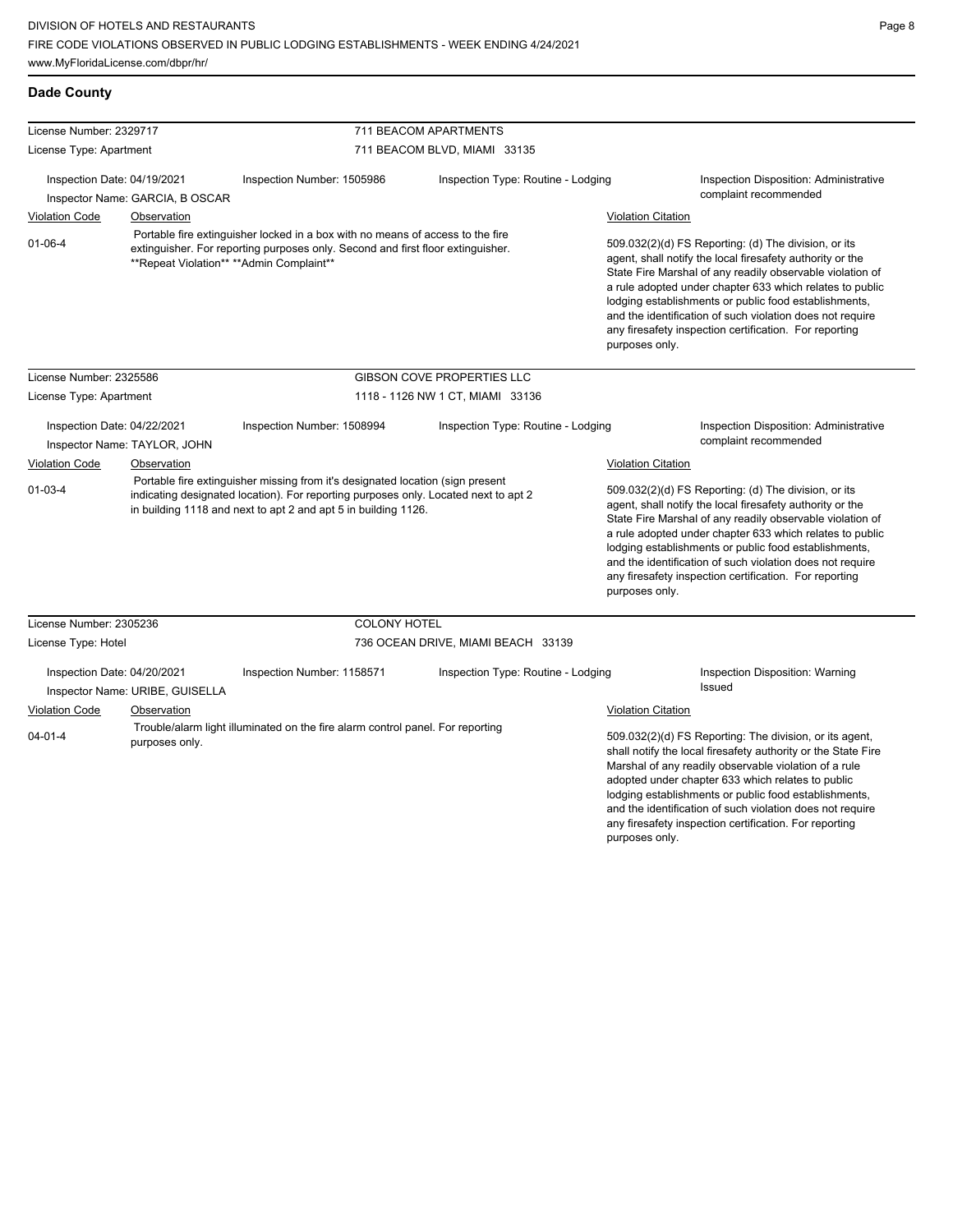## Dade County

**License Number:** 2329717
**License Type:** Apartment

**711 BEACOM APARTMENTS**
711 BEACOM BLVD, MIAMI 33135

Inspection Date: 04/19/2021
Inspection Number: 1505986
Inspection Type: Routine - Lodging
Inspection Disposition: Administrative complaint recommended
Inspector Name: GARCIA, B OSCAR

| Violation Code | Observation | Violation Citation |
| --- | --- | --- |
| 01-06-4 | Portable fire extinguisher locked in a box with no means of access to the fire extinguisher. For reporting purposes only. Second and first floor extinguisher. **Repeat Violation** **Admin Complaint** | 509.032(2)(d) FS Reporting: (d) The division, or its agent, shall notify the local firesafety authority or the State Fire Marshal of any readily observable violation of a rule adopted under chapter 633 which relates to public lodging establishments or public food establishments, and the identification of such violation does not require any firesafety inspection certification. For reporting purposes only. |

---

**License Number:** 2325586
**License Type:** Apartment

**GIBSON COVE PROPERTIES LLC**
1118 - 1126 NW 1 CT, MIAMI 33136

Inspection Date: 04/22/2021
Inspection Number: 1508994
Inspection Type: Routine - Lodging
Inspection Disposition: Administrative complaint recommended
Inspector Name: TAYLOR, JOHN

| Violation Code | Observation | Violation Citation |
| --- | --- | --- |
| 01-03-4 | Portable fire extinguisher missing from it's designated location (sign present indicating designated location). For reporting purposes only. Located next to apt 2 in building 1118 and next to apt 2 and apt 5 in building 1126. | 509.032(2)(d) FS Reporting: (d) The division, or its agent, shall notify the local firesafety authority or the State Fire Marshal of any readily observable violation of a rule adopted under chapter 633 which relates to public lodging establishments or public food establishments, and the identification of such violation does not require any firesafety inspection certification. For reporting purposes only. |

---

**License Number:** 2305236
**License Type:** Hotel

**COLONY HOTEL**
736 OCEAN DRIVE, MIAMI BEACH 33139

Inspection Date: 04/20/2021
Inspection Number: 1158571
Inspection Type: Routine - Lodging
Inspection Disposition: Warning Issued
Inspector Name: URIBE, GUISELLA

| Violation Code | Observation | Violation Citation |
| --- | --- | --- |
| 04-01-4 | Trouble/alarm light illuminated on the fire alarm control panel. For reporting purposes only. | 509.032(2)(d) FS Reporting: The division, or its agent, shall notify the local firesafety authority or the State Fire Marshal of any readily observable violation of a rule adopted under chapter 633 which relates to public lodging establishments or public food establishments, and the identification of such violation does not require any firesafety inspection certification. For reporting purposes only. |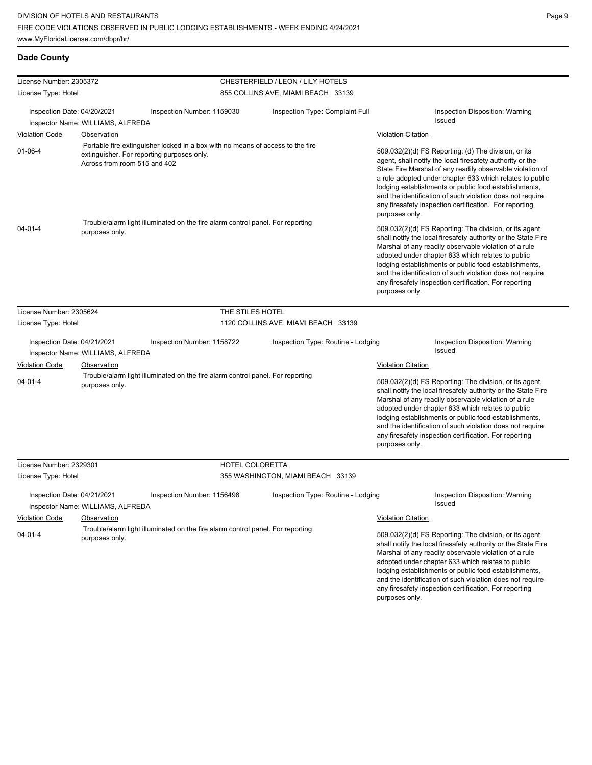## Dade County

**License Number:** 2305372 — CHESTERFIELD / LEON / LILY HOTELS
**License Type:** Hotel — 855 COLLINS AVE, MIAMI BEACH 33139

Inspection Date: 04/20/2021 | Inspection Number: 1159030 | Inspection Type: Complaint Full | Inspection Disposition: Warning Issued
Inspector Name: WILLIAMS, ALFREDA

| Violation Code | Observation | Violation Citation |
| --- | --- | --- |
| 01-06-4 | Portable fire extinguisher locked in a box with no means of access to the fire extinguisher. For reporting purposes only. Across from room 515 and 402 | 509.032(2)(d) FS Reporting: (d) The division, or its agent, shall notify the local firesafety authority or the State Fire Marshal of any readily observable violation of a rule adopted under chapter 633 which relates to public lodging establishments or public food establishments, and the identification of such violation does not require any firesafety inspection certification. For reporting purposes only. |
| 04-01-4 | Trouble/alarm light illuminated on the fire alarm control panel. For reporting purposes only. | 509.032(2)(d) FS Reporting: The division, or its agent, shall notify the local firesafety authority or the State Fire Marshal of any readily observable violation of a rule adopted under chapter 633 which relates to public lodging establishments or public food establishments, and the identification of such violation does not require any firesafety inspection certification. For reporting purposes only. |

**License Number:** 2305624 — THE STILES HOTEL
**License Type:** Hotel — 1120 COLLINS AVE, MIAMI BEACH 33139

Inspection Date: 04/21/2021 | Inspection Number: 1158722 | Inspection Type: Routine - Lodging | Inspection Disposition: Warning Issued
Inspector Name: WILLIAMS, ALFREDA

| Violation Code | Observation | Violation Citation |
| --- | --- | --- |
| 04-01-4 | Trouble/alarm light illuminated on the fire alarm control panel. For reporting purposes only. | 509.032(2)(d) FS Reporting: The division, or its agent, shall notify the local firesafety authority or the State Fire Marshal of any readily observable violation of a rule adopted under chapter 633 which relates to public lodging establishments or public food establishments, and the identification of such violation does not require any firesafety inspection certification. For reporting purposes only. |

**License Number:** 2329301 — HOTEL COLORETTA
**License Type:** Hotel — 355 WASHINGTON, MIAMI BEACH 33139

Inspection Date: 04/21/2021 | Inspection Number: 1156498 | Inspection Type: Routine - Lodging | Inspection Disposition: Warning Issued
Inspector Name: WILLIAMS, ALFREDA

| Violation Code | Observation | Violation Citation |
| --- | --- | --- |
| 04-01-4 | Trouble/alarm light illuminated on the fire alarm control panel. For reporting purposes only. | 509.032(2)(d) FS Reporting: The division, or its agent, shall notify the local firesafety authority or the State Fire Marshal of any readily observable violation of a rule adopted under chapter 633 which relates to public lodging establishments or public food establishments, and the identification of such violation does not require any firesafety inspection certification. For reporting purposes only. |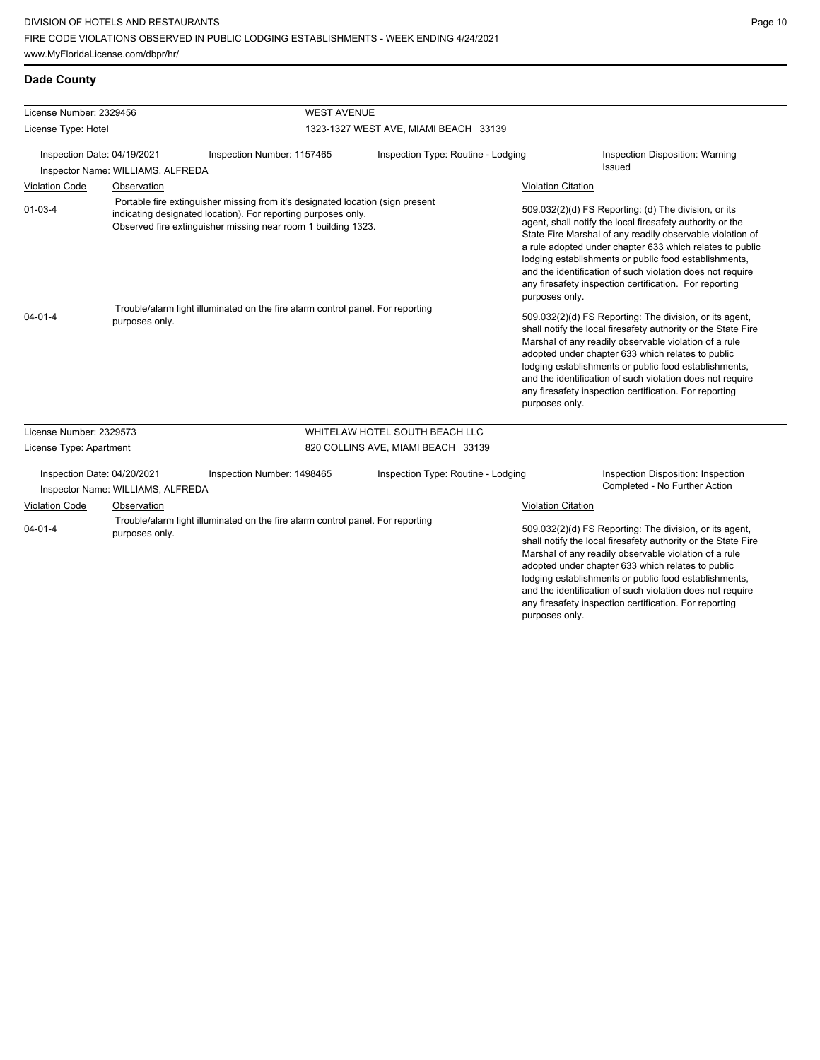**Dade County**

| License Number: 2329456 | | WEST AVENUE | |
|---|---|---|---|
| License Type: Hotel | | 1323-1327 WEST AVE, MIAMI BEACH 33139 | |
| Inspection Date: 04/19/2021 | Inspection Number: 1157465 | Inspection Type: Routine - Lodging | Inspection Disposition: Warning Issued |
| Inspector Name: WILLIAMS, ALFREDA | | | |

| Violation Code | Observation | Violation Citation |
|---|---|---|
| 01-03-4 | Portable fire extinguisher missing from it's designated location (sign present indicating designated location). For reporting purposes only. Observed fire extinguisher missing near room 1 building 1323. | 509.032(2)(d) FS Reporting: (d) The division, or its agent, shall notify the local firesafety authority or the State Fire Marshal of any readily observable violation of a rule adopted under chapter 633 which relates to public lodging establishments or public food establishments, and the identification of such violation does not require any firesafety inspection certification. For reporting purposes only. |
| 04-01-4 | Trouble/alarm light illuminated on the fire alarm control panel. For reporting purposes only. | 509.032(2)(d) FS Reporting: The division, or its agent, shall notify the local firesafety authority or the State Fire Marshal of any readily observable violation of a rule adopted under chapter 633 which relates to public lodging establishments or public food establishments, and the identification of such violation does not require any firesafety inspection certification. For reporting purposes only. |

| License Number: 2329573 | | WHITELAW HOTEL SOUTH BEACH LLC | |
|---|---|---|---|
| License Type: Apartment | | 820 COLLINS AVE, MIAMI BEACH 33139 | |
| Inspection Date: 04/20/2021 | Inspection Number: 1498465 | Inspection Type: Routine - Lodging | Inspection Disposition: Inspection Completed - No Further Action |
| Inspector Name: WILLIAMS, ALFREDA | | | |

| Violation Code | Observation | Violation Citation |
|---|---|---|
| 04-01-4 | Trouble/alarm light illuminated on the fire alarm control panel. For reporting purposes only. | 509.032(2)(d) FS Reporting: The division, or its agent, shall notify the local firesafety authority or the State Fire Marshal of any readily observable violation of a rule adopted under chapter 633 which relates to public lodging establishments or public food establishments, and the identification of such violation does not require any firesafety inspection certification. For reporting purposes only. |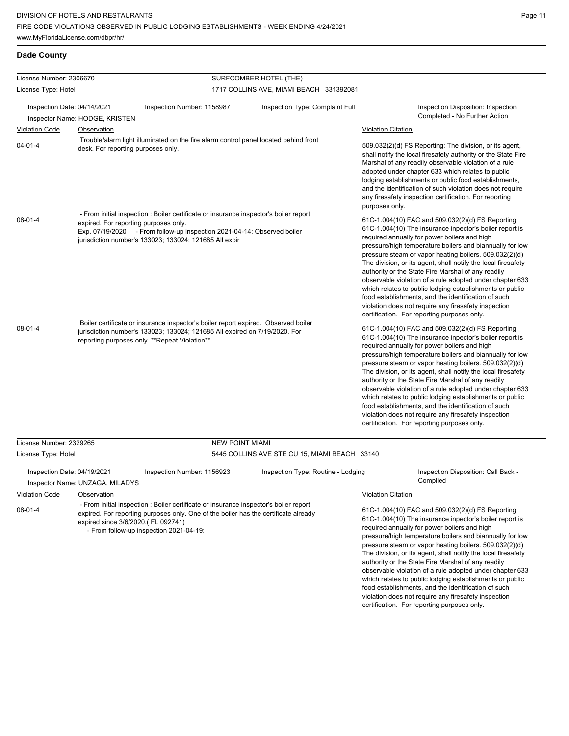## Dade County

| License Number: 2306670 | | SURFCOMBER HOTEL (THE) | |
|---|---|---|---|
| License Type: Hotel | | 1717 COLLINS AVE, MIAMI BEACH 331392081 | |
| Inspection Date: 04/14/2021 | Inspection Number: 1158987 | Inspection Type: Complaint Full | Inspection Disposition: Inspection Completed - No Further Action |
| Inspector Name: HODGE, KRISTEN | | | |

| Violation Code | Observation | Violation Citation |
|---|---|---|
| 04-01-4 | Trouble/alarm light illuminated on the fire alarm control panel located behind front desk. For reporting purposes only. | 509.032(2)(d) FS Reporting: The division, or its agent, shall notify the local firesafety authority or the State Fire Marshal of any readily observable violation of a rule adopted under chapter 633 which relates to public lodging establishments or public food establishments, and the identification of such violation does not require any firesafety inspection certification. For reporting purposes only. |
| 08-01-4 | - From initial inspection : Boiler certificate or insurance inspector's boiler report expired. For reporting purposes only. Exp. 07/19/2020 - From follow-up inspection 2021-04-14: Observed boiler jurisdiction number's 133023; 133024; 121685 All expir | 61C-1.004(10) FAC and 509.032(2)(d) FS Reporting: 61C-1.004(10) The insurance inpector's boiler report is required annually for power boilers and high pressure/high temperature boilers and biannually for low pressure steam or vapor heating boilers. 509.032(2)(d) The division, or its agent, shall notify the local firesafety authority or the State Fire Marshal of any readily observable violation of a rule adopted under chapter 633 which relates to public lodging establishments or public food establishments, and the identification of such violation does not require any firesafety inspection certification. For reporting purposes only. |
| 08-01-4 | Boiler certificate or insurance inspector's boiler report expired. Observed boiler jurisdiction number's 133023; 133024; 121685 All expired on 7/19/2020. For reporting purposes only. **Repeat Violation** | 61C-1.004(10) FAC and 509.032(2)(d) FS Reporting: 61C-1.004(10) The insurance inpector's boiler report is required annually for power boilers and high pressure/high temperature boilers and biannually for low pressure steam or vapor heating boilers. 509.032(2)(d) The division, or its agent, shall notify the local firesafety authority or the State Fire Marshal of any readily observable violation of a rule adopted under chapter 633 which relates to public lodging establishments or public food establishments, and the identification of such violation does not require any firesafety inspection certification. For reporting purposes only. |

| License Number: 2329265 | | NEW POINT MIAMI | |
|---|---|---|---|
| License Type: Hotel | | 5445 COLLINS AVE STE CU 15, MIAMI BEACH 33140 | |
| Inspection Date: 04/19/2021 | Inspection Number: 1156923 | Inspection Type: Routine - Lodging | Inspection Disposition: Call Back - Complied |
| Inspector Name: UNZAGA, MILADYS | | | |

| Violation Code | Observation | Violation Citation |
|---|---|---|
| 08-01-4 | - From initial inspection : Boiler certificate or insurance inspector's boiler report expired. For reporting purposes only. One of the boiler has the certificate already expired since 3/6/2020.( FL 092741) - From follow-up inspection 2021-04-19: | 61C-1.004(10) FAC and 509.032(2)(d) FS Reporting: 61C-1.004(10) The insurance inpector's boiler report is required annually for power boilers and high pressure/high temperature boilers and biannually for low pressure steam or vapor heating boilers. 509.032(2)(d) The division, or its agent, shall notify the local firesafety authority or the State Fire Marshal of any readily observable violation of a rule adopted under chapter 633 which relates to public lodging establishments or public food establishments, and the identification of such violation does not require any firesafety inspection certification. For reporting purposes only. |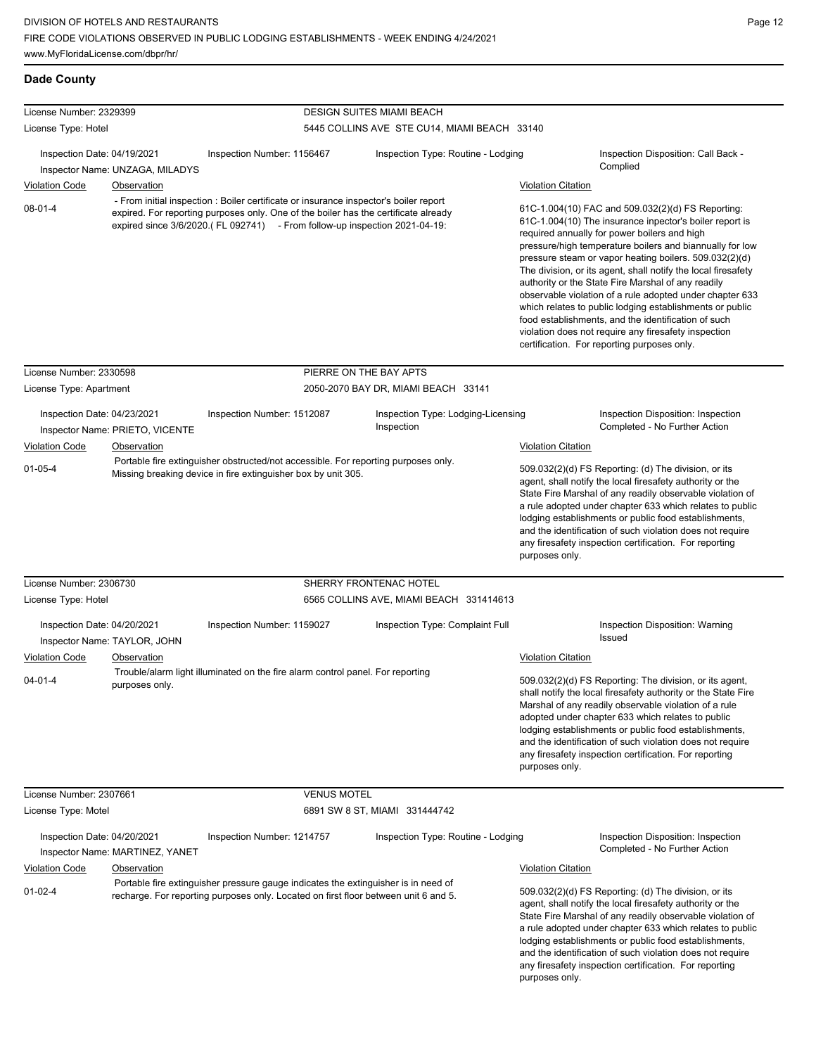## Dade County

**License Number:** 2329399 — **DESIGN SUITES MIAMI BEACH**
**License Type:** Hotel — 5445 COLLINS AVE STE CU14, MIAMI BEACH 33140

Inspection Date: 04/19/2021 | Inspection Number: 1156467 | Inspection Type: Routine - Lodging | Inspection Disposition: Call Back - Complied
Inspector Name: UNZAGA, MILADYS

| Violation Code | Observation | Violation Citation |
|---|---|---|
| 08-01-4 | - From initial inspection : Boiler certificate or insurance inspector's boiler report expired. For reporting purposes only. One of the boiler has the certificate already expired since 3/6/2020.( FL 092741) - From follow-up inspection 2021-04-19: | 61C-1.004(10) FAC and 509.032(2)(d) FS Reporting: 61C-1.004(10) The insurance inpector's boiler report is required annually for power boilers and high pressure/high temperature boilers and biannually for low pressure steam or vapor heating boilers. 509.032(2)(d) The division, or its agent, shall notify the local firesafety authority or the State Fire Marshal of any readily observable violation of a rule adopted under chapter 633 which relates to public lodging establishments or public food establishments, and the identification of such violation does not require any firesafety inspection certification. For reporting purposes only. |

**License Number:** 2330598 — **PIERRE ON THE BAY APTS**
**License Type:** Apartment — 2050-2070 BAY DR, MIAMI BEACH 33141

Inspection Date: 04/23/2021 | Inspection Number: 1512087 | Inspection Type: Lodging-Licensing Inspection | Inspection Disposition: Inspection Completed - No Further Action
Inspector Name: PRIETO, VICENTE

| Violation Code | Observation | Violation Citation |
|---|---|---|
| 01-05-4 | Portable fire extinguisher obstructed/not accessible. For reporting purposes only. Missing breaking device in fire extinguisher box by unit 305. | 509.032(2)(d) FS Reporting: (d) The division, or its agent, shall notify the local firesafety authority or the State Fire Marshal of any readily observable violation of a rule adopted under chapter 633 which relates to public lodging establishments or public food establishments, and the identification of such violation does not require any firesafety inspection certification. For reporting purposes only. |

**License Number:** 2306730 — **SHERRY FRONTENAC HOTEL**
**License Type:** Hotel — 6565 COLLINS AVE, MIAMI BEACH 331414613

Inspection Date: 04/20/2021 | Inspection Number: 1159027 | Inspection Type: Complaint Full | Inspection Disposition: Warning Issued
Inspector Name: TAYLOR, JOHN

| Violation Code | Observation | Violation Citation |
|---|---|---|
| 04-01-4 | Trouble/alarm light illuminated on the fire alarm control panel. For reporting purposes only. | 509.032(2)(d) FS Reporting: The division, or its agent, shall notify the local firesafety authority or the State Fire Marshal of any readily observable violation of a rule adopted under chapter 633 which relates to public lodging establishments or public food establishments, and the identification of such violation does not require any firesafety inspection certification. For reporting purposes only. |

**License Number:** 2307661 — **VENUS MOTEL**
**License Type:** Motel — 6891 SW 8 ST, MIAMI 331444742

Inspection Date: 04/20/2021 | Inspection Number: 1214757 | Inspection Type: Routine - Lodging | Inspection Disposition: Inspection Completed - No Further Action
Inspector Name: MARTINEZ, YANET

| Violation Code | Observation | Violation Citation |
|---|---|---|
| 01-02-4 | Portable fire extinguisher pressure gauge indicates the extinguisher is in need of recharge. For reporting purposes only. Located on first floor between unit 6 and 5. | 509.032(2)(d) FS Reporting: (d) The division, or its agent, shall notify the local firesafety authority or the State Fire Marshal of any readily observable violation of a rule adopted under chapter 633 which relates to public lodging establishments or public food establishments, and the identification of such violation does not require any firesafety inspection certification. For reporting purposes only. |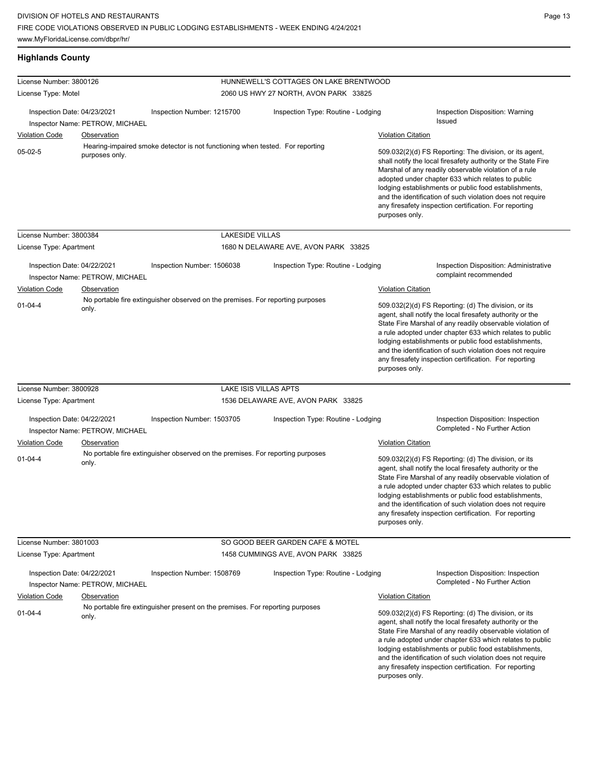DIVISION OF HOTELS AND RESTAURANTS
FIRE CODE VIOLATIONS OBSERVED IN PUBLIC LODGING ESTABLISHMENTS - WEEK ENDING 4/24/2021
www.MyFloridaLicense.com/dbpr/hr/

## Highlands County

**License Number:** 3800126 — **HUNNEWELL'S COTTAGES ON LAKE BRENTWOOD**
**License Type:** Motel — 2060 US HWY 27 NORTH, AVON PARK 33825

Inspection Date: 04/23/2021 | Inspection Number: 1215700 | Inspection Type: Routine - Lodging | Inspection Disposition: Warning Issued
Inspector Name: PETROW, MICHAEL

| Violation Code | Observation | Violation Citation |
| --- | --- | --- |
| 05-02-5 | Hearing-impaired smoke detector is not functioning when tested. For reporting purposes only. | 509.032(2)(d) FS Reporting: The division, or its agent, shall notify the local firesafety authority or the State Fire Marshal of any readily observable violation of a rule adopted under chapter 633 which relates to public lodging establishments or public food establishments, and the identification of such violation does not require any firesafety inspection certification. For reporting purposes only. |

**License Number:** 3800384 — **LAKESIDE VILLAS**
**License Type:** Apartment — 1680 N DELAWARE AVE, AVON PARK 33825

Inspection Date: 04/22/2021 | Inspection Number: 1506038 | Inspection Type: Routine - Lodging | Inspection Disposition: Administrative complaint recommended
Inspector Name: PETROW, MICHAEL

| Violation Code | Observation | Violation Citation |
| --- | --- | --- |
| 01-04-4 | No portable fire extinguisher observed on the premises. For reporting purposes only. | 509.032(2)(d) FS Reporting: (d) The division, or its agent, shall notify the local firesafety authority or the State Fire Marshal of any readily observable violation of a rule adopted under chapter 633 which relates to public lodging establishments or public food establishments, and the identification of such violation does not require any firesafety inspection certification. For reporting purposes only. |

**License Number:** 3800928 — **LAKE ISIS VILLAS APTS**
**License Type:** Apartment — 1536 DELAWARE AVE, AVON PARK 33825

Inspection Date: 04/22/2021 | Inspection Number: 1503705 | Inspection Type: Routine - Lodging | Inspection Disposition: Inspection Completed - No Further Action
Inspector Name: PETROW, MICHAEL

| Violation Code | Observation | Violation Citation |
| --- | --- | --- |
| 01-04-4 | No portable fire extinguisher observed on the premises. For reporting purposes only. | 509.032(2)(d) FS Reporting: (d) The division, or its agent, shall notify the local firesafety authority or the State Fire Marshal of any readily observable violation of a rule adopted under chapter 633 which relates to public lodging establishments or public food establishments, and the identification of such violation does not require any firesafety inspection certification. For reporting purposes only. |

**License Number:** 3801003 — **SO GOOD BEER GARDEN CAFE & MOTEL**
**License Type:** Apartment — 1458 CUMMINGS AVE, AVON PARK 33825

Inspection Date: 04/22/2021 | Inspection Number: 1508769 | Inspection Type: Routine - Lodging | Inspection Disposition: Inspection Completed - No Further Action
Inspector Name: PETROW, MICHAEL

| Violation Code | Observation | Violation Citation |
| --- | --- | --- |
| 01-04-4 | No portable fire extinguisher present on the premises. For reporting purposes only. | 509.032(2)(d) FS Reporting: (d) The division, or its agent, shall notify the local firesafety authority or the State Fire Marshal of any readily observable violation of a rule adopted under chapter 633 which relates to public lodging establishments or public food establishments, and the identification of such violation does not require any firesafety inspection certification. For reporting purposes only. |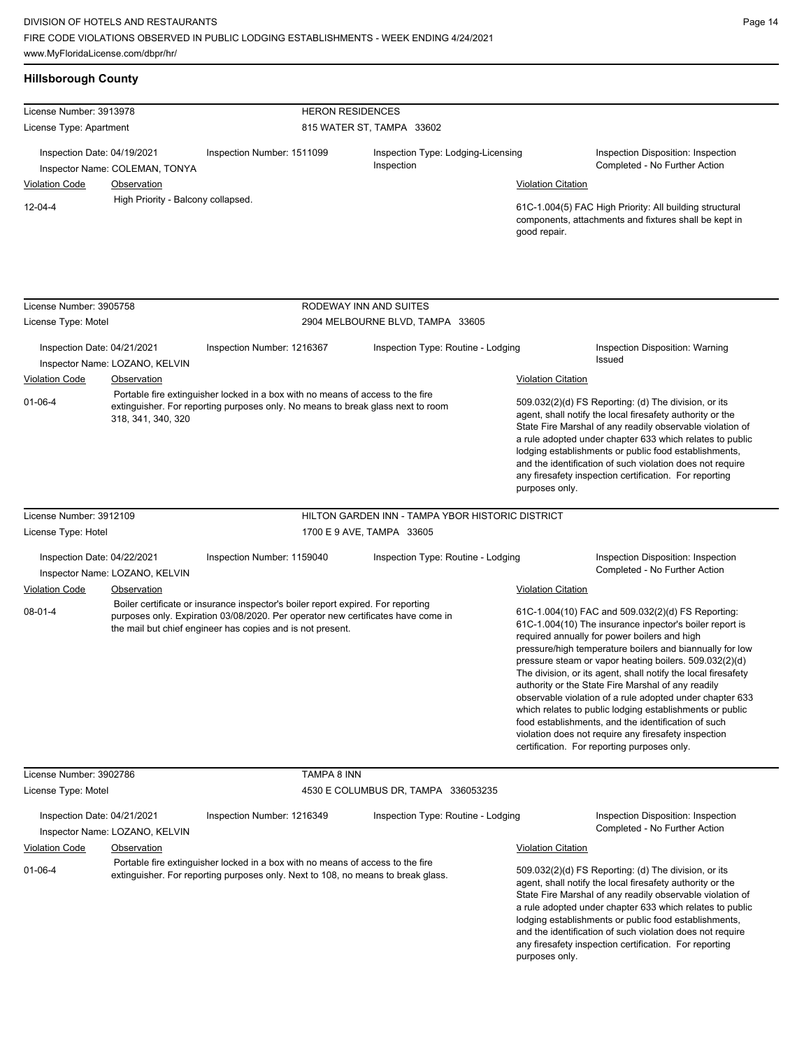## Hillsborough County

| License Number: 3913978 | | HERON RESIDENCES | |
|---|---|---|---|
| License Type: Apartment | | 815 WATER ST, TAMPA 33602 | |
| Inspection Date: 04/19/2021<br>Inspector Name: COLEMAN, TONYA | Inspection Number: 1511099 | Inspection Type: Lodging-Licensing Inspection | Inspection Disposition: Inspection Completed - No Further Action |

| Violation Code | Observation | Violation Citation |
|---|---|---|
| 12-04-4 | High Priority - Balcony collapsed. | 61C-1.004(5) FAC High Priority: All building structural components, attachments and fixtures shall be kept in good repair. |

| License Number: 3905758 | | RODEWAY INN AND SUITES | |
|---|---|---|---|
| License Type: Motel | | 2904 MELBOURNE BLVD, TAMPA 33605 | |
| Inspection Date: 04/21/2021<br>Inspector Name: LOZANO, KELVIN | Inspection Number: 1216367 | Inspection Type: Routine - Lodging | Inspection Disposition: Warning Issued |

| Violation Code | Observation | Violation Citation |
|---|---|---|
| 01-06-4 | Portable fire extinguisher locked in a box with no means of access to the fire extinguisher. For reporting purposes only. No means to break glass next to room 318, 341, 340, 320 | 509.032(2)(d) FS Reporting: (d) The division, or its agent, shall notify the local firesafety authority or the State Fire Marshal of any readily observable violation of a rule adopted under chapter 633 which relates to public lodging establishments or public food establishments, and the identification of such violation does not require any firesafety inspection certification. For reporting purposes only. |

| License Number: 3912109 | | HILTON GARDEN INN - TAMPA YBOR HISTORIC DISTRICT | |
|---|---|---|---|
| License Type: Hotel | | 1700 E 9 AVE, TAMPA 33605 | |
| Inspection Date: 04/22/2021<br>Inspector Name: LOZANO, KELVIN | Inspection Number: 1159040 | Inspection Type: Routine - Lodging | Inspection Disposition: Inspection Completed - No Further Action |

| Violation Code | Observation | Violation Citation |
|---|---|---|
| 08-01-4 | Boiler certificate or insurance inspector's boiler report expired. For reporting purposes only. Expiration 03/08/2020. Per operator new certificates have come in the mail but chief engineer has copies and is not present. | 61C-1.004(10) FAC and 509.032(2)(d) FS Reporting: 61C-1.004(10) The insurance inpector's boiler report is required annually for power boilers and high pressure/high temperature boilers and biannually for low pressure steam or vapor heating boilers. 509.032(2)(d) The division, or its agent, shall notify the local firesafety authority or the State Fire Marshal of any readily observable violation of a rule adopted under chapter 633 which relates to public lodging establishments or public food establishments, and the identification of such violation does not require any firesafety inspection certification. For reporting purposes only. |

| License Number: 3902786 | | TAMPA 8 INN | |
|---|---|---|---|
| License Type: Motel | | 4530 E COLUMBUS DR, TAMPA 336053235 | |
| Inspection Date: 04/21/2021<br>Inspector Name: LOZANO, KELVIN | Inspection Number: 1216349 | Inspection Type: Routine - Lodging | Inspection Disposition: Inspection Completed - No Further Action |

| Violation Code | Observation | Violation Citation |
|---|---|---|
| 01-06-4 | Portable fire extinguisher locked in a box with no means of access to the fire extinguisher. For reporting purposes only. Next to 108, no means to break glass. | 509.032(2)(d) FS Reporting: (d) The division, or its agent, shall notify the local firesafety authority or the State Fire Marshal of any readily observable violation of a rule adopted under chapter 633 which relates to public lodging establishments or public food establishments, and the identification of such violation does not require any firesafety inspection certification. For reporting purposes only. |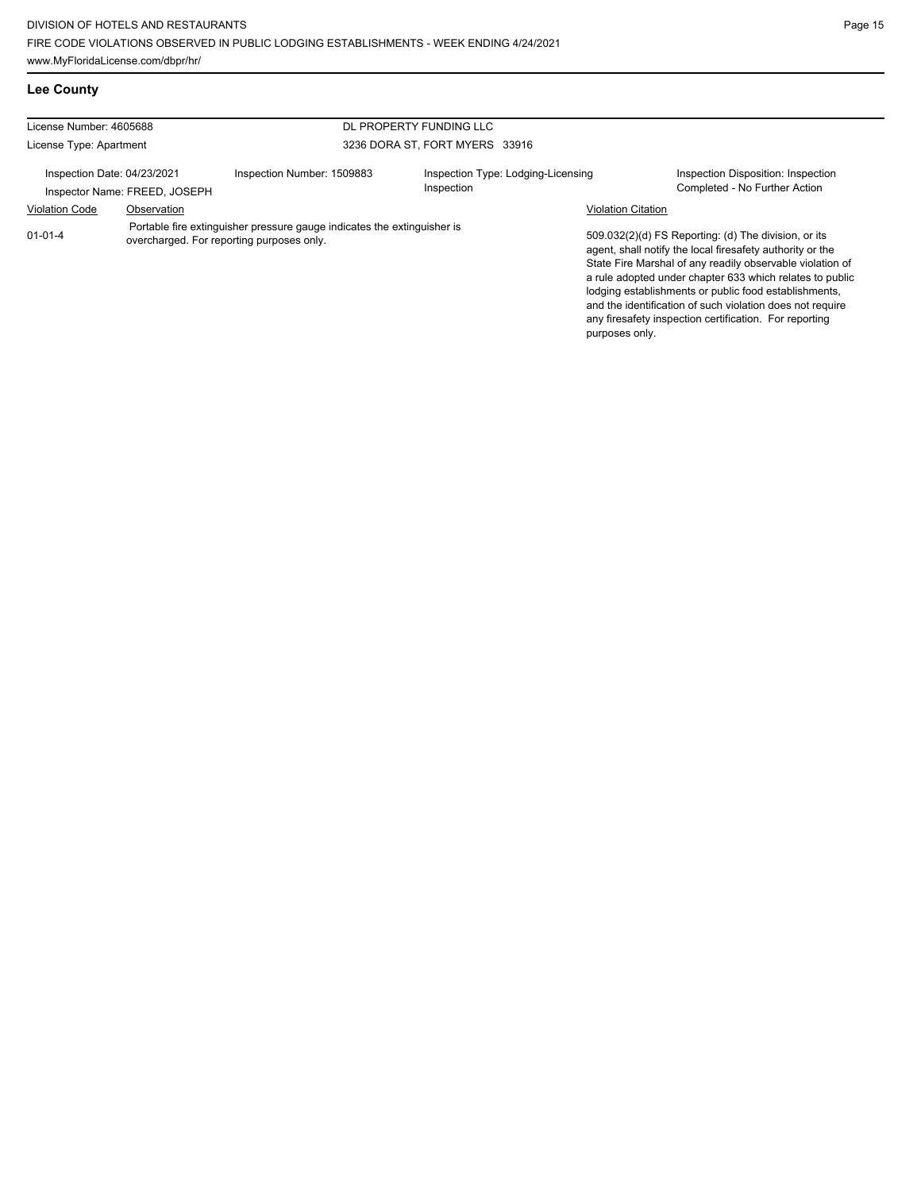## Lee County

| License Number: 4605688 | | DL PROPERTY FUNDING LLC | |
|---|---|---|---|
| License Type: Apartment | | 3236 DORA ST, FORT MYERS 33916 | |
| Inspection Date: 04/23/2021 | Inspection Number: 1509883 | Inspection Type: Lodging-Licensing Inspection | Inspection Disposition: Inspection Completed - No Further Action |
| Inspector Name: FREED, JOSEPH | | | |

| Violation Code | Observation | Violation Citation |
|---|---|---|
| 01-01-4 | Portable fire extinguisher pressure gauge indicates the extinguisher is overcharged. For reporting purposes only. | 509.032(2)(d) FS Reporting: (d) The division, or its agent, shall notify the local firesafety authority or the State Fire Marshal of any readily observable violation of a rule adopted under chapter 633 which relates to public lodging establishments or public food establishments, and the identification of such violation does not require any firesafety inspection certification. For reporting purposes only. |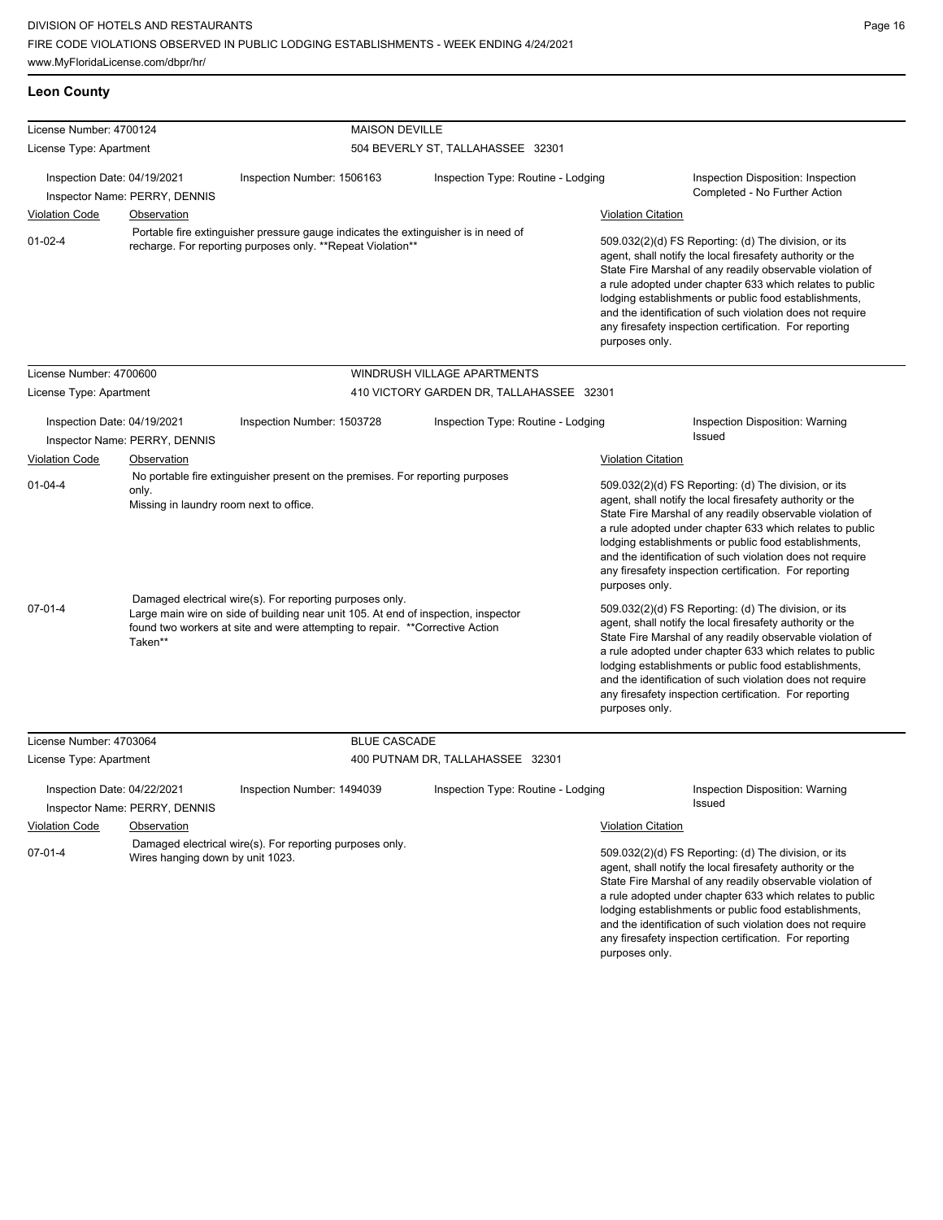## Leon County

**License Number:** 4700124 — **MAISON DEVILLE**
**License Type:** Apartment — 504 BEVERLY ST, TALLAHASSEE 32301

Inspection Date: 04/19/2021 | Inspection Number: 1506163 | Inspection Type: Routine - Lodging | Inspection Disposition: Inspection Completed - No Further Action
Inspector Name: PERRY, DENNIS

| Violation Code | Observation | Violation Citation |
|---|---|---|
| 01-02-4 | Portable fire extinguisher pressure gauge indicates the extinguisher is in need of recharge. For reporting purposes only. **Repeat Violation** | 509.032(2)(d) FS Reporting: (d) The division, or its agent, shall notify the local firesafety authority or the State Fire Marshal of any readily observable violation of a rule adopted under chapter 633 which relates to public lodging establishments or public food establishments, and the identification of such violation does not require any firesafety inspection certification. For reporting purposes only. |

**License Number:** 4700600 — **WINDRUSH VILLAGE APARTMENTS**
**License Type:** Apartment — 410 VICTORY GARDEN DR, TALLAHASSEE 32301

Inspection Date: 04/19/2021 | Inspection Number: 1503728 | Inspection Type: Routine - Lodging | Inspection Disposition: Warning Issued
Inspector Name: PERRY, DENNIS

| Violation Code | Observation | Violation Citation |
|---|---|---|
| 01-04-4 | No portable fire extinguisher present on the premises. For reporting purposes only.<br>Missing in laundry room next to office. | 509.032(2)(d) FS Reporting: (d) The division, or its agent, shall notify the local firesafety authority or the State Fire Marshal of any readily observable violation of a rule adopted under chapter 633 which relates to public lodging establishments or public food establishments, and the identification of such violation does not require any firesafety inspection certification. For reporting purposes only. |
| 07-01-4 | Damaged electrical wire(s). For reporting purposes only.<br>Large main wire on side of building near unit 105. At end of inspection, inspector found two workers at site and were attempting to repair. **Corrective Action Taken** | 509.032(2)(d) FS Reporting: (d) The division, or its agent, shall notify the local firesafety authority or the State Fire Marshal of any readily observable violation of a rule adopted under chapter 633 which relates to public lodging establishments or public food establishments, and the identification of such violation does not require any firesafety inspection certification. For reporting purposes only. |

**License Number:** 4703064 — **BLUE CASCADE**
**License Type:** Apartment — 400 PUTNAM DR, TALLAHASSEE 32301

Inspection Date: 04/22/2021 | Inspection Number: 1494039 | Inspection Type: Routine - Lodging | Inspection Disposition: Warning Issued
Inspector Name: PERRY, DENNIS

| Violation Code | Observation | Violation Citation |
|---|---|---|
| 07-01-4 | Damaged electrical wire(s). For reporting purposes only.<br>Wires hanging down by unit 1023. | 509.032(2)(d) FS Reporting: (d) The division, or its agent, shall notify the local firesafety authority or the State Fire Marshal of any readily observable violation of a rule adopted under chapter 633 which relates to public lodging establishments or public food establishments, and the identification of such violation does not require any firesafety inspection certification. For reporting purposes only. |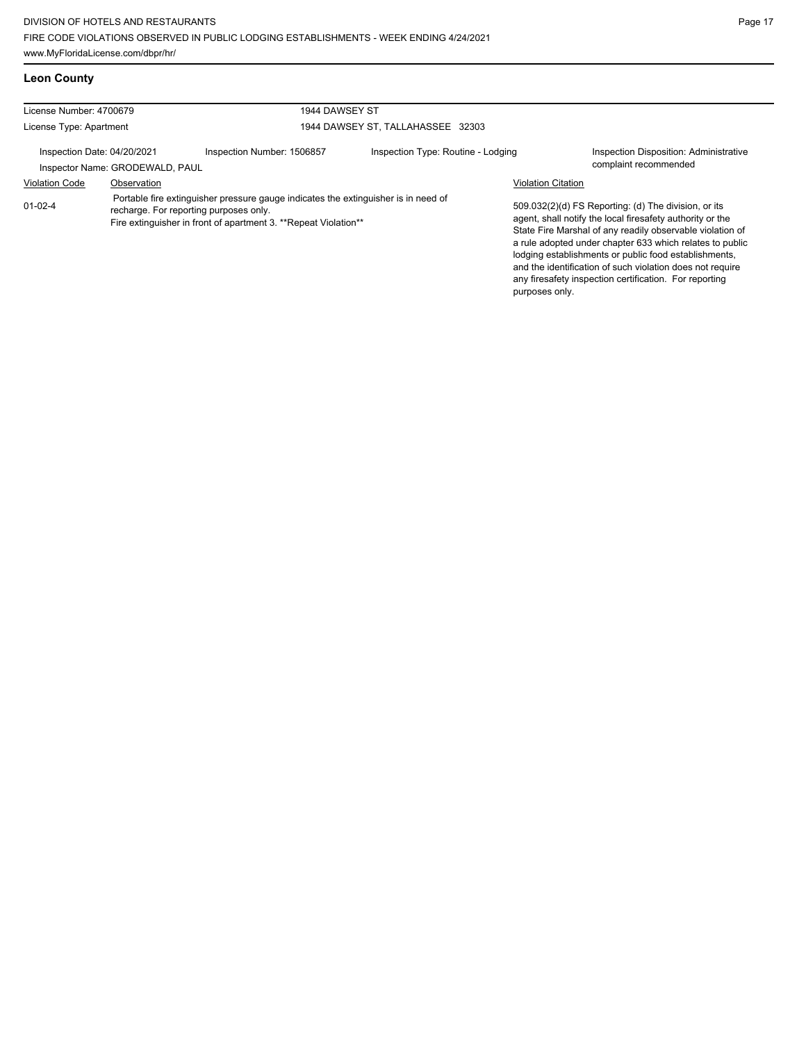## Leon County

| License Number: 4700679 | | 1944 DAWSEY ST | |
|---|---|---|---|
| License Type: Apartment | | 1944 DAWSEY ST, TALLAHASSEE 32303 | |
| Inspection Date: 04/20/2021 | Inspection Number: 1506857 | Inspection Type: Routine - Lodging | Inspection Disposition: Administrative complaint recommended |
| Inspector Name: GRODEWALD, PAUL | | | |

| Violation Code | Observation | Violation Citation |
|---|---|---|
| 01-02-4 | Portable fire extinguisher pressure gauge indicates the extinguisher is in need of recharge. For reporting purposes only. Fire extinguisher in front of apartment 3. **Repeat Violation** | 509.032(2)(d) FS Reporting: (d) The division, or its agent, shall notify the local firesafety authority or the State Fire Marshal of any readily observable violation of a rule adopted under chapter 633 which relates to public lodging establishments or public food establishments, and the identification of such violation does not require any firesafety inspection certification. For reporting purposes only. |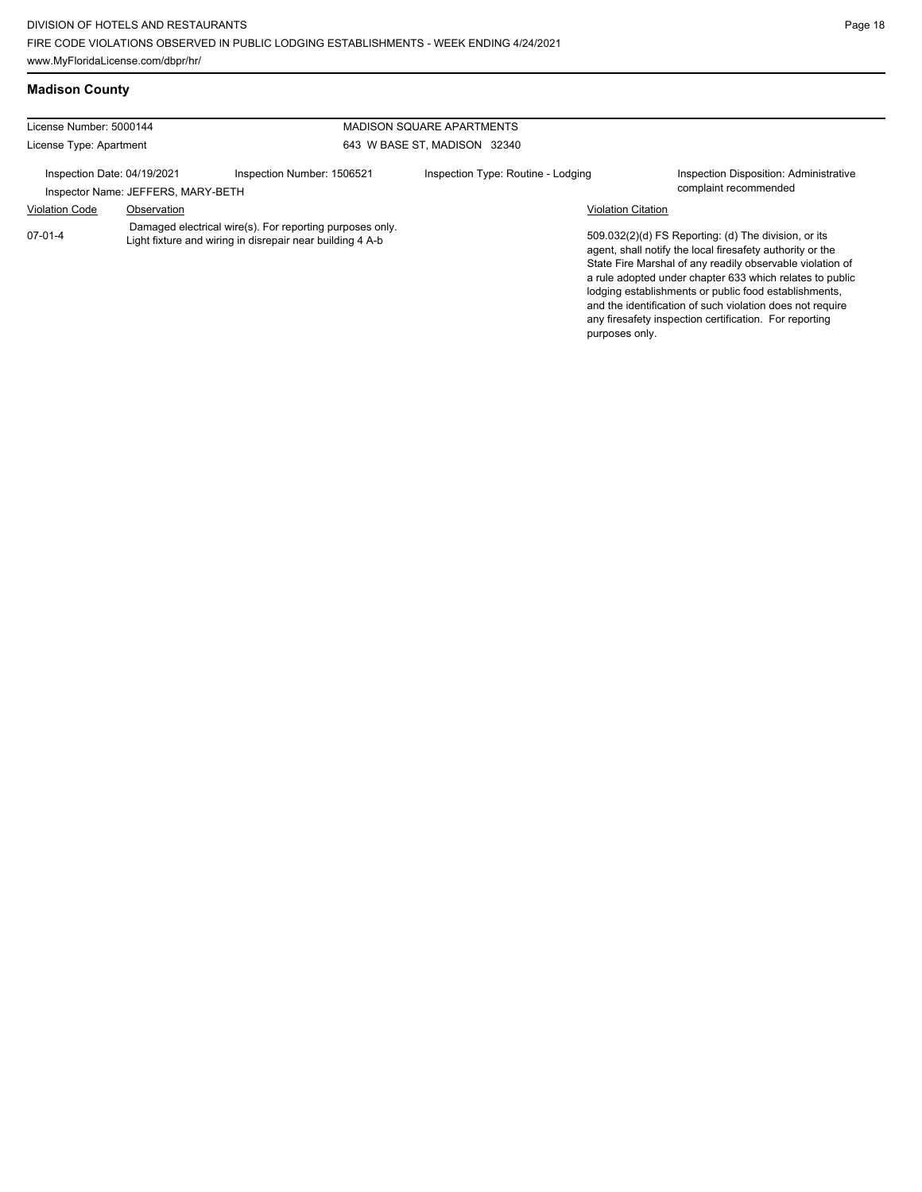## Madison County

| License Number: 5000144 | | MADISON SQUARE APARTMENTS | |
|---|---|---|---|
| License Type: Apartment | | 643 W BASE ST, MADISON 32340 | |
| Inspection Date: 04/19/2021 | Inspection Number: 1506521 | Inspection Type: Routine - Lodging | Inspection Disposition: Administrative complaint recommended |
| Inspector Name: JEFFERS, MARY-BETH | | | |

| Violation Code | Observation | Violation Citation |
|---|---|---|
| 07-01-4 | Damaged electrical wire(s). For reporting purposes only. Light fixture and wiring in disrepair near building 4 A-b | 509.032(2)(d) FS Reporting: (d) The division, or its agent, shall notify the local firesafety authority or the State Fire Marshal of any readily observable violation of a rule adopted under chapter 633 which relates to public lodging establishments or public food establishments, and the identification of such violation does not require any firesafety inspection certification. For reporting purposes only. |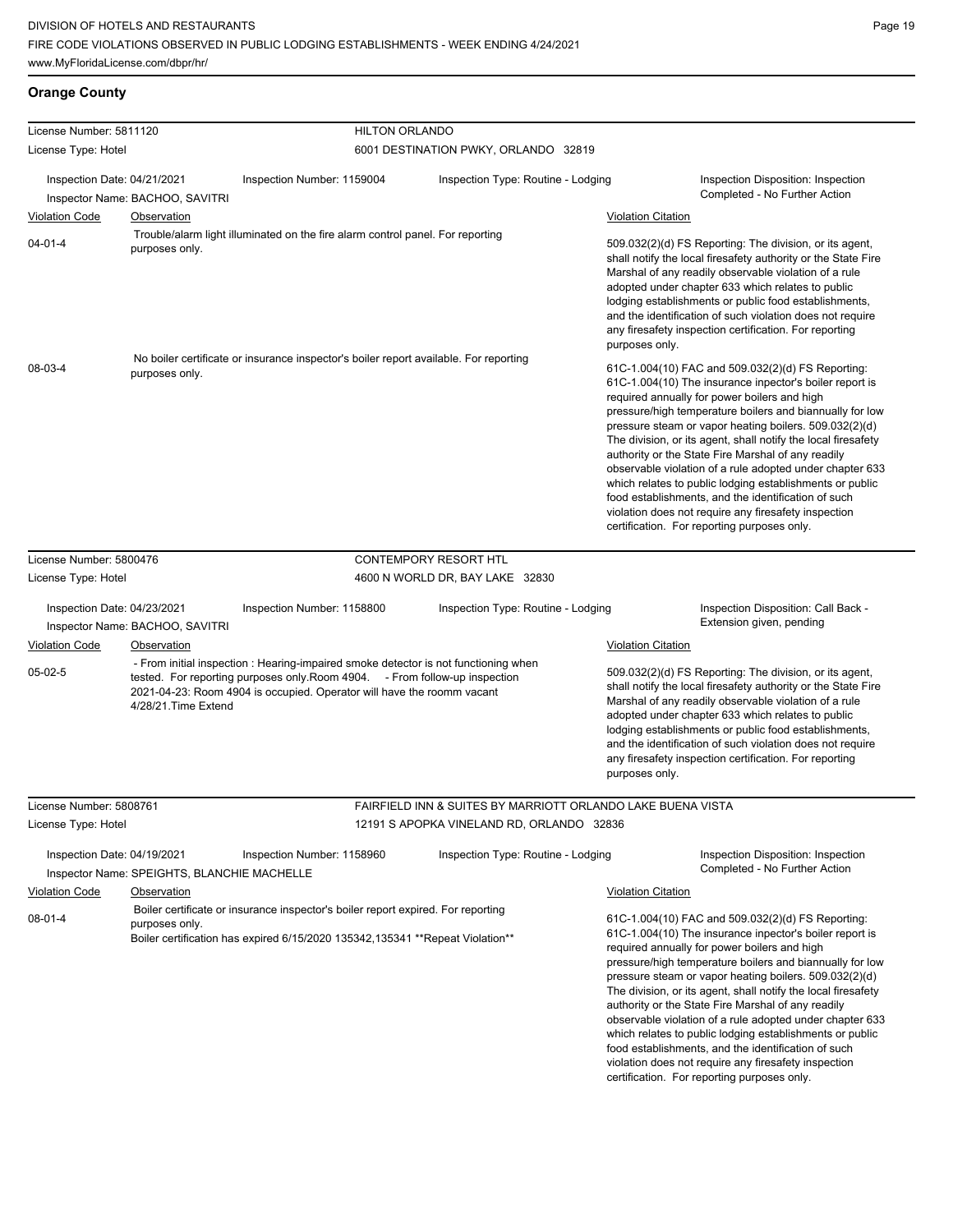## Orange County

**License Number:** 5811120 — **HILTON ORLANDO**
**License Type:** Hotel — 6001 DESTINATION PWKY, ORLANDO 32819

Inspection Date: 04/21/2021 | Inspection Number: 1159004 | Inspection Type: Routine - Lodging | Inspection Disposition: Inspection Completed - No Further Action

Inspector Name: BACHOO, SAVITRI

| Violation Code | Observation | Violation Citation |
|---|---|---|
| 04-01-4 | Trouble/alarm light illuminated on the fire alarm control panel. For reporting purposes only. | 509.032(2)(d) FS Reporting: The division, or its agent, shall notify the local firesafety authority or the State Fire Marshal of any readily observable violation of a rule adopted under chapter 633 which relates to public lodging establishments or public food establishments, and the identification of such violation does not require any firesafety inspection certification. For reporting purposes only. |
| 08-03-4 | No boiler certificate or insurance inspector's boiler report available. For reporting purposes only. | 61C-1.004(10) FAC and 509.032(2)(d) FS Reporting: 61C-1.004(10) The insurance inpector's boiler report is required annually for power boilers and high pressure/high temperature boilers and biannually for low pressure steam or vapor heating boilers. 509.032(2)(d) The division, or its agent, shall notify the local firesafety authority or the State Fire Marshal of any readily observable violation of a rule adopted under chapter 633 which relates to public lodging establishments or public food establishments, and the identification of such violation does not require any firesafety inspection certification. For reporting purposes only. |

**License Number:** 5800476 — **CONTEMPORY RESORT HTL**
**License Type:** Hotel — 4600 N WORLD DR, BAY LAKE 32830

Inspection Date: 04/23/2021 | Inspection Number: 1158800 | Inspection Type: Routine - Lodging | Inspection Disposition: Call Back - Extension given, pending

Inspector Name: BACHOO, SAVITRI

| Violation Code | Observation | Violation Citation |
|---|---|---|
| 05-02-5 | - From initial inspection : Hearing-impaired smoke detector is not functioning when tested. For reporting purposes only.Room 4904. - From follow-up inspection 2021-04-23: Room 4904 is occupied. Operator will have the roomm vacant 4/28/21.Time Extend | 509.032(2)(d) FS Reporting: The division, or its agent, shall notify the local firesafety authority or the State Fire Marshal of any readily observable violation of a rule adopted under chapter 633 which relates to public lodging establishments or public food establishments, and the identification of such violation does not require any firesafety inspection certification. For reporting purposes only. |

**License Number:** 5808761 — **FAIRFIELD INN & SUITES BY MARRIOTT ORLANDO LAKE BUENA VISTA**
**License Type:** Hotel — 12191 S APOPKA VINELAND RD, ORLANDO 32836

Inspection Date: 04/19/2021 | Inspection Number: 1158960 | Inspection Type: Routine - Lodging | Inspection Disposition: Inspection Completed - No Further Action

Inspector Name: SPEIGHTS, BLANCHIE MACHELLE

| Violation Code | Observation | Violation Citation |
|---|---|---|
| 08-01-4 | Boiler certificate or insurance inspector's boiler report expired. For reporting purposes only. Boiler certification has expired 6/15/2020 135342,135341 **Repeat Violation** | 61C-1.004(10) FAC and 509.032(2)(d) FS Reporting: 61C-1.004(10) The insurance inpector's boiler report is required annually for power boilers and high pressure/high temperature boilers and biannually for low pressure steam or vapor heating boilers. 509.032(2)(d) The division, or its agent, shall notify the local firesafety authority or the State Fire Marshal of any readily observable violation of a rule adopted under chapter 633 which relates to public lodging establishments or public food establishments, and the identification of such violation does not require any firesafety inspection certification. For reporting purposes only. |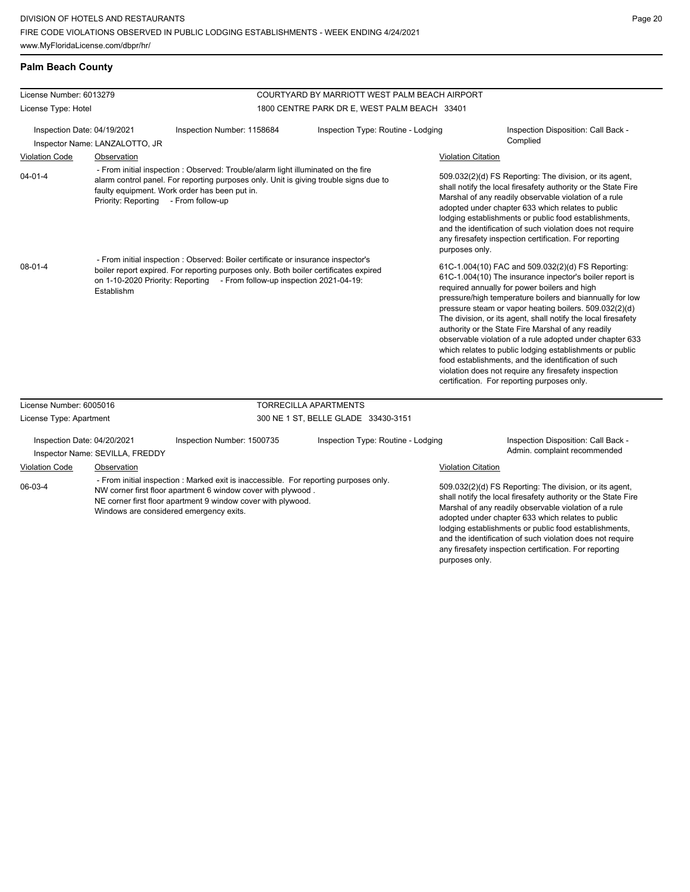## Palm Beach County

**License Number:** 6013279
**License Type:** Hotel

**COURTYARD BY MARRIOTT WEST PALM BEACH AIRPORT**
1800 CENTRE PARK DR E, WEST PALM BEACH 33401

**Inspection Date:** 04/19/2021
**Inspection Number:** 1158684
**Inspection Type:** Routine - Lodging
**Inspection Disposition:** Call Back - Complied
**Inspector Name:** LANZALOTTO, JR

| Violation Code | Observation | Violation Citation |
| --- | --- | --- |
| 04-01-4 | - From initial inspection : Observed: Trouble/alarm light illuminated on the fire alarm control panel. For reporting purposes only. Unit is giving trouble signs due to faulty equipment. Work order has been put in. Priority: Reporting - From follow-up | 509.032(2)(d) FS Reporting: The division, or its agent, shall notify the local firesafety authority or the State Fire Marshal of any readily observable violation of a rule adopted under chapter 633 which relates to public lodging establishments or public food establishments, and the identification of such violation does not require any firesafety inspection certification. For reporting purposes only. |
| 08-01-4 | - From initial inspection : Observed: Boiler certificate or insurance inspector's boiler report expired. For reporting purposes only. Both boiler certificates expired on 1-10-2020 Priority: Reporting - From follow-up inspection 2021-04-19: Establishm | 61C-1.004(10) FAC and 509.032(2)(d) FS Reporting: 61C-1.004(10) The insurance inpector's boiler report is required annually for power boilers and high pressure/high temperature boilers and biannually for low pressure steam or vapor heating boilers. 509.032(2)(d) The division, or its agent, shall notify the local firesafety authority or the State Fire Marshal of any readily observable violation of a rule adopted under chapter 633 which relates to public lodging establishments or public food establishments, and the identification of such violation does not require any firesafety inspection certification. For reporting purposes only. |

**License Number:** 6005016
**License Type:** Apartment

**TORRECILLA APARTMENTS**
300 NE 1 ST, BELLE GLADE 33430-3151

**Inspection Date:** 04/20/2021
**Inspection Number:** 1500735
**Inspection Type:** Routine - Lodging
**Inspection Disposition:** Call Back - Admin. complaint recommended
**Inspector Name:** SEVILLA, FREDDY

| Violation Code | Observation | Violation Citation |
| --- | --- | --- |
| 06-03-4 | - From initial inspection : Marked exit is inaccessible. For reporting purposes only. NW corner first floor apartment 6 window cover with plywood . NE corner first floor apartment 9 window cover with plywood. Windows are considered emergency exits. | 509.032(2)(d) FS Reporting: The division, or its agent, shall notify the local firesafety authority or the State Fire Marshal of any readily observable violation of a rule adopted under chapter 633 which relates to public lodging establishments or public food establishments, and the identification of such violation does not require any firesafety inspection certification. For reporting purposes only. |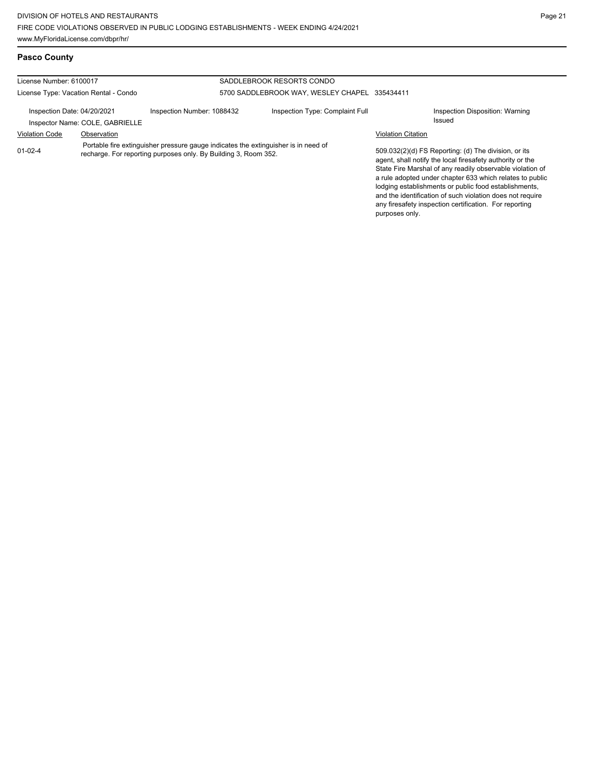## Pasco County

| License Number: 6100017 | SADDLEBROOK RESORTS CONDO |
|---|---|
| License Type: Vacation Rental - Condo | 5700 SADDLEBROOK WAY, WESLEY CHAPEL 335434411 |

| Inspection Date: 04/20/2021 | Inspection Number: 1088432 | Inspection Type: Complaint Full | Inspection Disposition: Warning Issued |
|---|---|---|---|
| Inspector Name: COLE, GABRIELLE | | | |

| Violation Code | Observation | Violation Citation |
|---|---|---|
| 01-02-4 | Portable fire extinguisher pressure gauge indicates the extinguisher is in need of recharge. For reporting purposes only. By Building 3, Room 352. | 509.032(2)(d) FS Reporting: (d) The division, or its agent, shall notify the local firesafety authority or the State Fire Marshal of any readily observable violation of a rule adopted under chapter 633 which relates to public lodging establishments or public food establishments, and the identification of such violation does not require any firesafety inspection certification. For reporting purposes only. |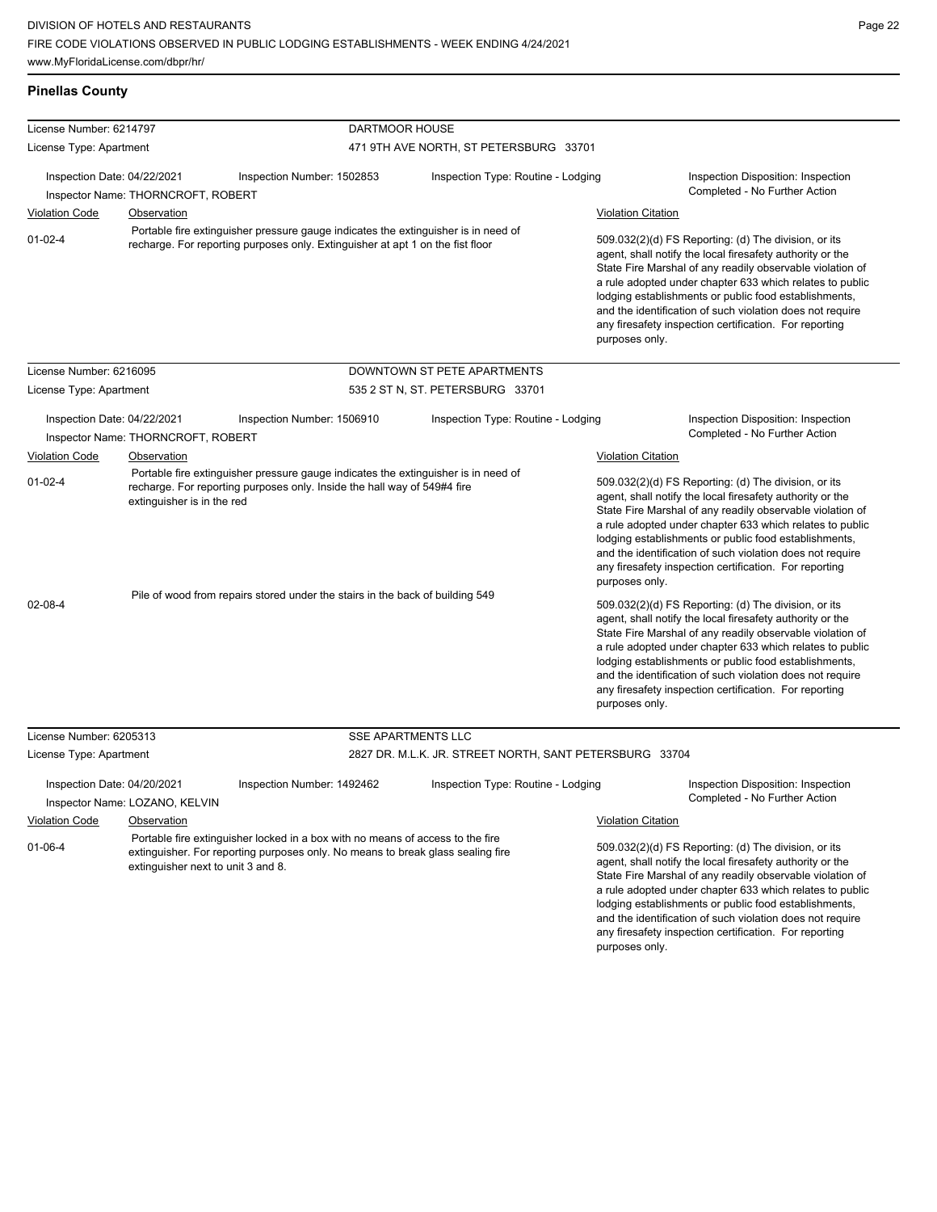## Pinellas County

| License Number: 6214797 | | DARTMOOR HOUSE | |
|---|---|---|---|
| License Type: Apartment | | 471 9TH AVE NORTH, ST PETERSBURG 33701 | |
| Inspection Date: 04/22/2021 | Inspection Number: 1502853 | Inspection Type: Routine - Lodging | Inspection Disposition: Inspection Completed - No Further Action |
| Inspector Name: THORNCROFT, ROBERT | | | |

| Violation Code | Observation | Violation Citation |
|---|---|---|
| 01-02-4 | Portable fire extinguisher pressure gauge indicates the extinguisher is in need of recharge. For reporting purposes only. Extinguisher at apt 1 on the fist floor | 509.032(2)(d) FS Reporting: (d) The division, or its agent, shall notify the local firesafety authority or the State Fire Marshal of any readily observable violation of a rule adopted under chapter 633 which relates to public lodging establishments or public food establishments, and the identification of such violation does not require any firesafety inspection certification. For reporting purposes only. |

| License Number: 6216095 | | DOWNTOWN ST PETE APARTMENTS | |
|---|---|---|---|
| License Type: Apartment | | 535 2 ST N, ST. PETERSBURG 33701 | |
| Inspection Date: 04/22/2021 | Inspection Number: 1506910 | Inspection Type: Routine - Lodging | Inspection Disposition: Inspection Completed - No Further Action |
| Inspector Name: THORNCROFT, ROBERT | | | |

| Violation Code | Observation | Violation Citation |
|---|---|---|
| 01-02-4 | Portable fire extinguisher pressure gauge indicates the extinguisher is in need of recharge. For reporting purposes only. Inside the hall way of 549#4 fire extinguisher is in the red | 509.032(2)(d) FS Reporting: (d) The division, or its agent, shall notify the local firesafety authority or the State Fire Marshal of any readily observable violation of a rule adopted under chapter 633 which relates to public lodging establishments or public food establishments, and the identification of such violation does not require any firesafety inspection certification. For reporting purposes only. |
| 02-08-4 | Pile of wood from repairs stored under the stairs in the back of building 549 | 509.032(2)(d) FS Reporting: (d) The division, or its agent, shall notify the local firesafety authority or the State Fire Marshal of any readily observable violation of a rule adopted under chapter 633 which relates to public lodging establishments or public food establishments, and the identification of such violation does not require any firesafety inspection certification. For reporting purposes only. |

| License Number: 6205313 | | SSE APARTMENTS LLC | |
|---|---|---|---|
| License Type: Apartment | | 2827 DR. M.L.K. JR. STREET NORTH, SANT PETERSBURG 33704 | |
| Inspection Date: 04/20/2021 | Inspection Number: 1492462 | Inspection Type: Routine - Lodging | Inspection Disposition: Inspection Completed - No Further Action |
| Inspector Name: LOZANO, KELVIN | | | |

| Violation Code | Observation | Violation Citation |
|---|---|---|
| 01-06-4 | Portable fire extinguisher locked in a box with no means of access to the fire extinguisher. For reporting purposes only. No means to break glass sealing fire extinguisher next to unit 3 and 8. | 509.032(2)(d) FS Reporting: (d) The division, or its agent, shall notify the local firesafety authority or the State Fire Marshal of any readily observable violation of a rule adopted under chapter 633 which relates to public lodging establishments or public food establishments, and the identification of such violation does not require any firesafety inspection certification. For reporting purposes only. |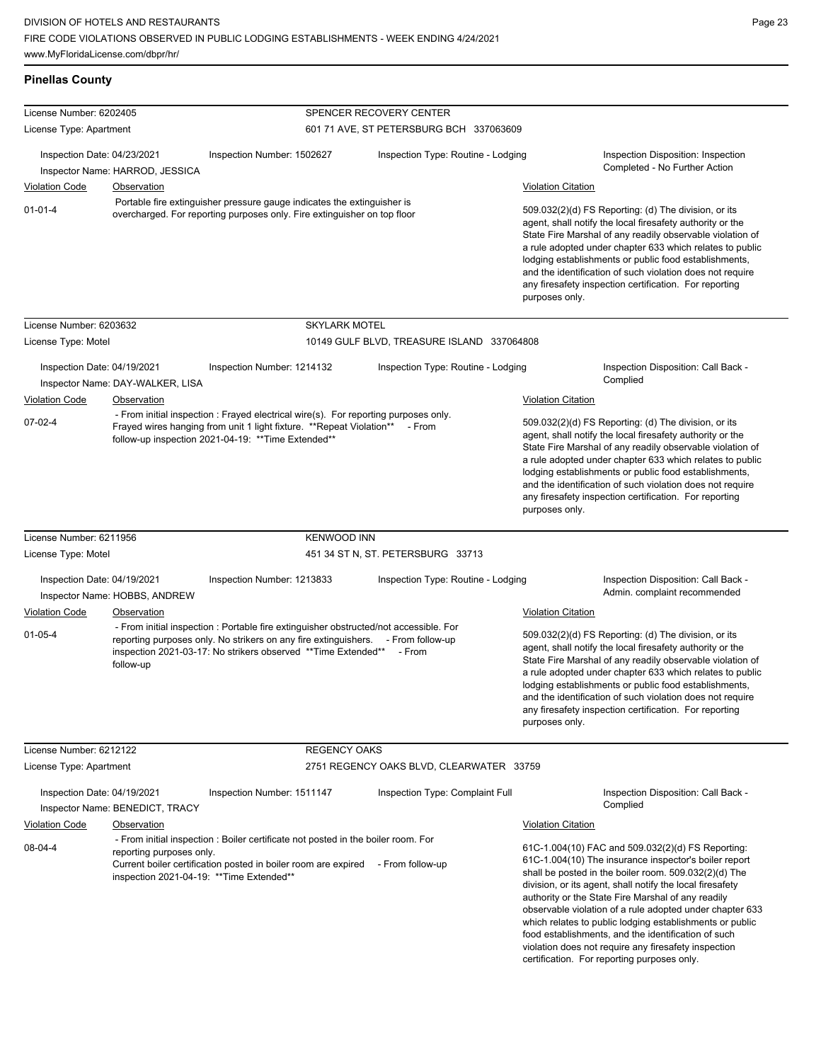DIVISION OF HOTELS AND RESTAURANTS
FIRE CODE VIOLATIONS OBSERVED IN PUBLIC LODGING ESTABLISHMENTS - WEEK ENDING 4/24/2021
www.MyFloridaLicense.com/dbpr/hr/

## Pinellas County

**License Number:** 6202405 — **SPENCER RECOVERY CENTER**
**License Type:** Apartment — 601 71 AVE, ST PETERSBURG BCH 337063609

Inspection Date: 04/23/2021 | Inspection Number: 1502627 | Inspection Type: Routine - Lodging | Inspection Disposition: Inspection Completed - No Further Action
Inspector Name: HARROD, JESSICA

| Violation Code | Observation | Violation Citation |
|---|---|---|
| 01-01-4 | Portable fire extinguisher pressure gauge indicates the extinguisher is overcharged. For reporting purposes only. Fire extinguisher on top floor | 509.032(2)(d) FS Reporting: (d) The division, or its agent, shall notify the local firesafety authority or the State Fire Marshal of any readily observable violation of a rule adopted under chapter 633 which relates to public lodging establishments or public food establishments, and the identification of such violation does not require any firesafety inspection certification. For reporting purposes only. |

**License Number:** 6203632 — **SKYLARK MOTEL**
**License Type:** Motel — 10149 GULF BLVD, TREASURE ISLAND 337064808

Inspection Date: 04/19/2021 | Inspection Number: 1214132 | Inspection Type: Routine - Lodging | Inspection Disposition: Call Back - Complied
Inspector Name: DAY-WALKER, LISA

| Violation Code | Observation | Violation Citation |
|---|---|---|
| 07-02-4 | - From initial inspection : Frayed electrical wire(s). For reporting purposes only. Frayed wires hanging from unit 1 light fixture. **Repeat Violation** - From follow-up inspection 2021-04-19: **Time Extended** | 509.032(2)(d) FS Reporting: (d) The division, or its agent, shall notify the local firesafety authority or the State Fire Marshal of any readily observable violation of a rule adopted under chapter 633 which relates to public lodging establishments or public food establishments, and the identification of such violation does not require any firesafety inspection certification. For reporting purposes only. |

**License Number:** 6211956 — **KENWOOD INN**
**License Type:** Motel — 451 34 ST N, ST. PETERSBURG 33713

Inspection Date: 04/19/2021 | Inspection Number: 1213833 | Inspection Type: Routine - Lodging | Inspection Disposition: Call Back - Admin. complaint recommended
Inspector Name: HOBBS, ANDREW

| Violation Code | Observation | Violation Citation |
|---|---|---|
| 01-05-4 | - From initial inspection : Portable fire extinguisher obstructed/not accessible. For reporting purposes only. No strikers on any fire extinguishers. - From follow-up inspection 2021-03-17: No strikers observed **Time Extended** - From follow-up | 509.032(2)(d) FS Reporting: (d) The division, or its agent, shall notify the local firesafety authority or the State Fire Marshal of any readily observable violation of a rule adopted under chapter 633 which relates to public lodging establishments or public food establishments, and the identification of such violation does not require any firesafety inspection certification. For reporting purposes only. |

**License Number:** 6212122 — **REGENCY OAKS**
**License Type:** Apartment — 2751 REGENCY OAKS BLVD, CLEARWATER 33759

Inspection Date: 04/19/2021 | Inspection Number: 1511147 | Inspection Type: Complaint Full | Inspection Disposition: Call Back - Complied
Inspector Name: BENEDICT, TRACY

| Violation Code | Observation | Violation Citation |
|---|---|---|
| 08-04-4 | - From initial inspection : Boiler certificate not posted in the boiler room. For reporting purposes only. Current boiler certification posted in boiler room are expired - From follow-up inspection 2021-04-19: **Time Extended** | 61C-1.004(10) FAC and 509.032(2)(d) FS Reporting: 61C-1.004(10) The insurance inspector's boiler report shall be posted in the boiler room. 509.032(2)(d) The division, or its agent, shall notify the local firesafety authority or the State Fire Marshal of any readily observable violation of a rule adopted under chapter 633 which relates to public lodging establishments or public food establishments, and the identification of such violation does not require any firesafety inspection certification. For reporting purposes only. |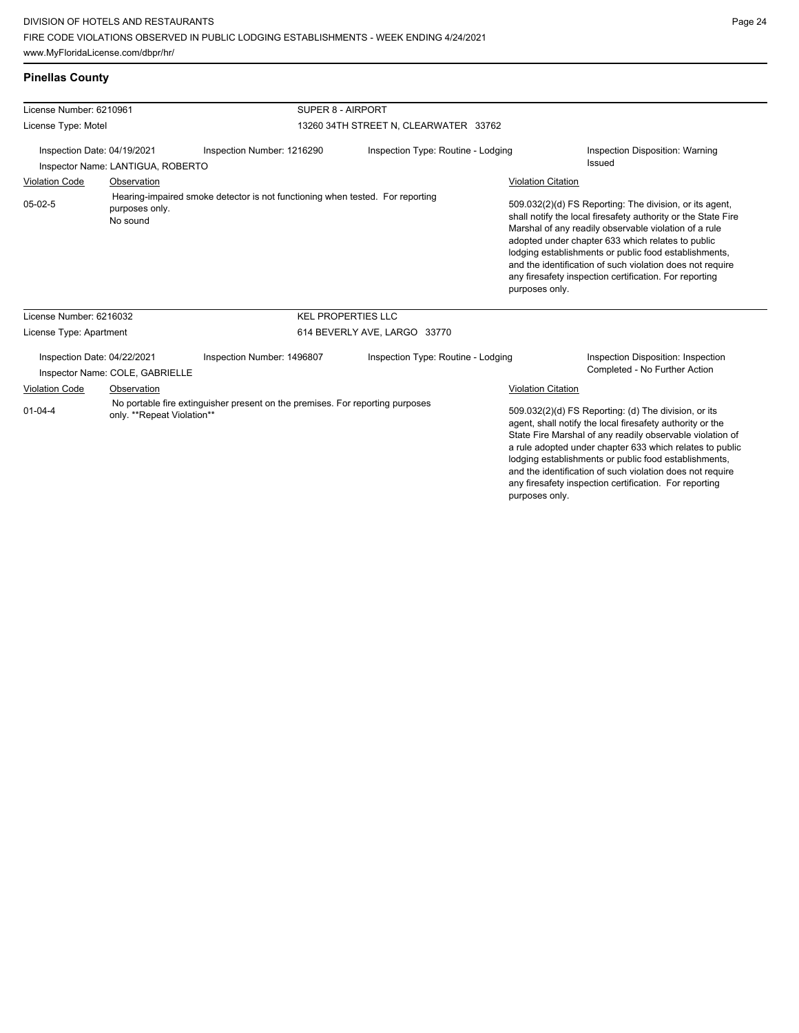## Pinellas County

**License Number:** 6210961 — **SUPER 8 - AIRPORT**
**License Type:** Motel — 13260 34TH STREET N, CLEARWATER 33762

Inspection Date: 04/19/2021 | Inspection Number: 1216290 | Inspection Type: Routine - Lodging | Inspection Disposition: Warning Issued
Inspector Name: LANTIGUA, ROBERTO

| Violation Code | Observation | Violation Citation |
| --- | --- | --- |
| 05-02-5 | Hearing-impaired smoke detector is not functioning when tested. For reporting purposes only. No sound | 509.032(2)(d) FS Reporting: The division, or its agent, shall notify the local firesafety authority or the State Fire Marshal of any readily observable violation of a rule adopted under chapter 633 which relates to public lodging establishments or public food establishments, and the identification of such violation does not require any firesafety inspection certification. For reporting purposes only. |

**License Number:** 6216032 — **KEL PROPERTIES LLC**
**License Type:** Apartment — 614 BEVERLY AVE, LARGO 33770

Inspection Date: 04/22/2021 | Inspection Number: 1496807 | Inspection Type: Routine - Lodging | Inspection Disposition: Inspection Completed - No Further Action
Inspector Name: COLE, GABRIELLE

| Violation Code | Observation | Violation Citation |
| --- | --- | --- |
| 01-04-4 | No portable fire extinguisher present on the premises. For reporting purposes only. **Repeat Violation** | 509.032(2)(d) FS Reporting: (d) The division, or its agent, shall notify the local firesafety authority or the State Fire Marshal of any readily observable violation of a rule adopted under chapter 633 which relates to public lodging establishments or public food establishments, and the identification of such violation does not require any firesafety inspection certification. For reporting purposes only. |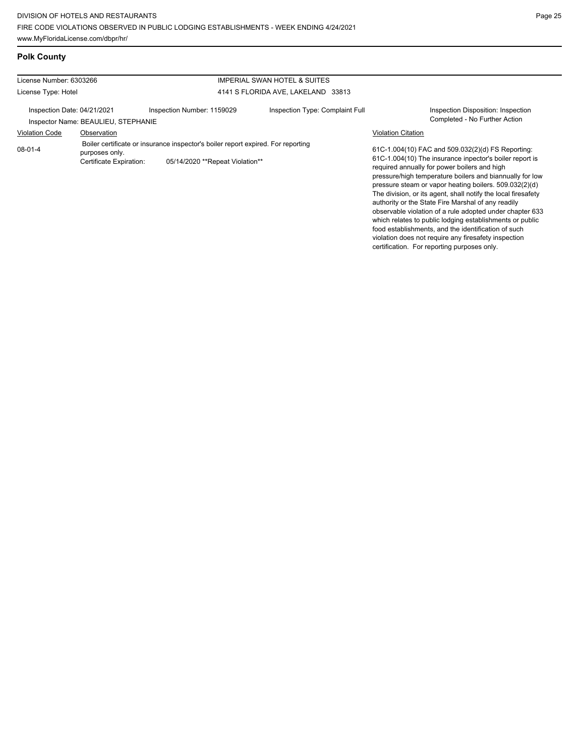## Polk County

| License Number: 6303266 | | IMPERIAL SWAN HOTEL & SUITES | |
|---|---|---|---|
| License Type: Hotel | | 4141 S FLORIDA AVE, LAKELAND 33813 | |
| Inspection Date: 04/21/2021 | Inspection Number: 1159029 | Inspection Type: Complaint Full | Inspection Disposition: Inspection Completed - No Further Action |
| Inspector Name: BEAULIEU, STEPHANIE | | | |

| Violation Code | Observation | Violation Citation |
|---|---|---|
| 08-01-4 | Boiler certificate or insurance inspector's boiler report expired. For reporting purposes only.<br>Certificate Expiration: 05/14/2020 **Repeat Violation** | 61C-1.004(10) FAC and 509.032(2)(d) FS Reporting: 61C-1.004(10) The insurance inpector's boiler report is required annually for power boilers and high pressure/high temperature boilers and biannually for low pressure steam or vapor heating boilers. 509.032(2)(d) The division, or its agent, shall notify the local firesafety authority or the State Fire Marshal of any readily observable violation of a rule adopted under chapter 633 which relates to public lodging establishments or public food establishments, and the identification of such violation does not require any firesafety inspection certification. For reporting purposes only. |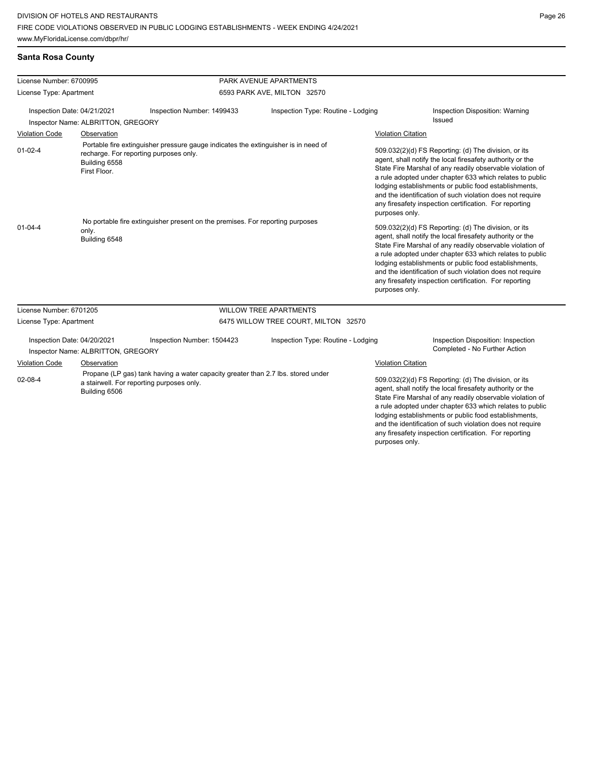## Santa Rosa County

License Number: 6700995
License Type: Apartment

PARK AVENUE APARTMENTS
6593 PARK AVE, MILTON 32570

Inspection Date: 04/21/2021
Inspection Number: 1499433
Inspection Type: Routine - Lodging
Inspection Disposition: Warning Issued
Inspector Name: ALBRITTON, GREGORY

| Violation Code | Observation | Violation Citation |
| --- | --- | --- |
| 01-02-4 | Portable fire extinguisher pressure gauge indicates the extinguisher is in need of recharge. For reporting purposes only. Building 6558 First Floor. | 509.032(2)(d) FS Reporting: (d) The division, or its agent, shall notify the local firesafety authority or the State Fire Marshal of any readily observable violation of a rule adopted under chapter 633 which relates to public lodging establishments or public food establishments, and the identification of such violation does not require any firesafety inspection certification. For reporting purposes only. |
| 01-04-4 | No portable fire extinguisher present on the premises. For reporting purposes only. Building 6548 | 509.032(2)(d) FS Reporting: (d) The division, or its agent, shall notify the local firesafety authority or the State Fire Marshal of any readily observable violation of a rule adopted under chapter 633 which relates to public lodging establishments or public food establishments, and the identification of such violation does not require any firesafety inspection certification. For reporting purposes only. |

License Number: 6701205
License Type: Apartment

WILLOW TREE APARTMENTS
6475 WILLOW TREE COURT, MILTON 32570

Inspection Date: 04/20/2021
Inspection Number: 1504423
Inspection Type: Routine - Lodging
Inspection Disposition: Inspection Completed - No Further Action
Inspector Name: ALBRITTON, GREGORY

| Violation Code | Observation | Violation Citation |
| --- | --- | --- |
| 02-08-4 | Propane (LP gas) tank having a water capacity greater than 2.7 lbs. stored under a stairwell. For reporting purposes only. Building 6506 | 509.032(2)(d) FS Reporting: (d) The division, or its agent, shall notify the local firesafety authority or the State Fire Marshal of any readily observable violation of a rule adopted under chapter 633 which relates to public lodging establishments or public food establishments, and the identification of such violation does not require any firesafety inspection certification. For reporting purposes only. |